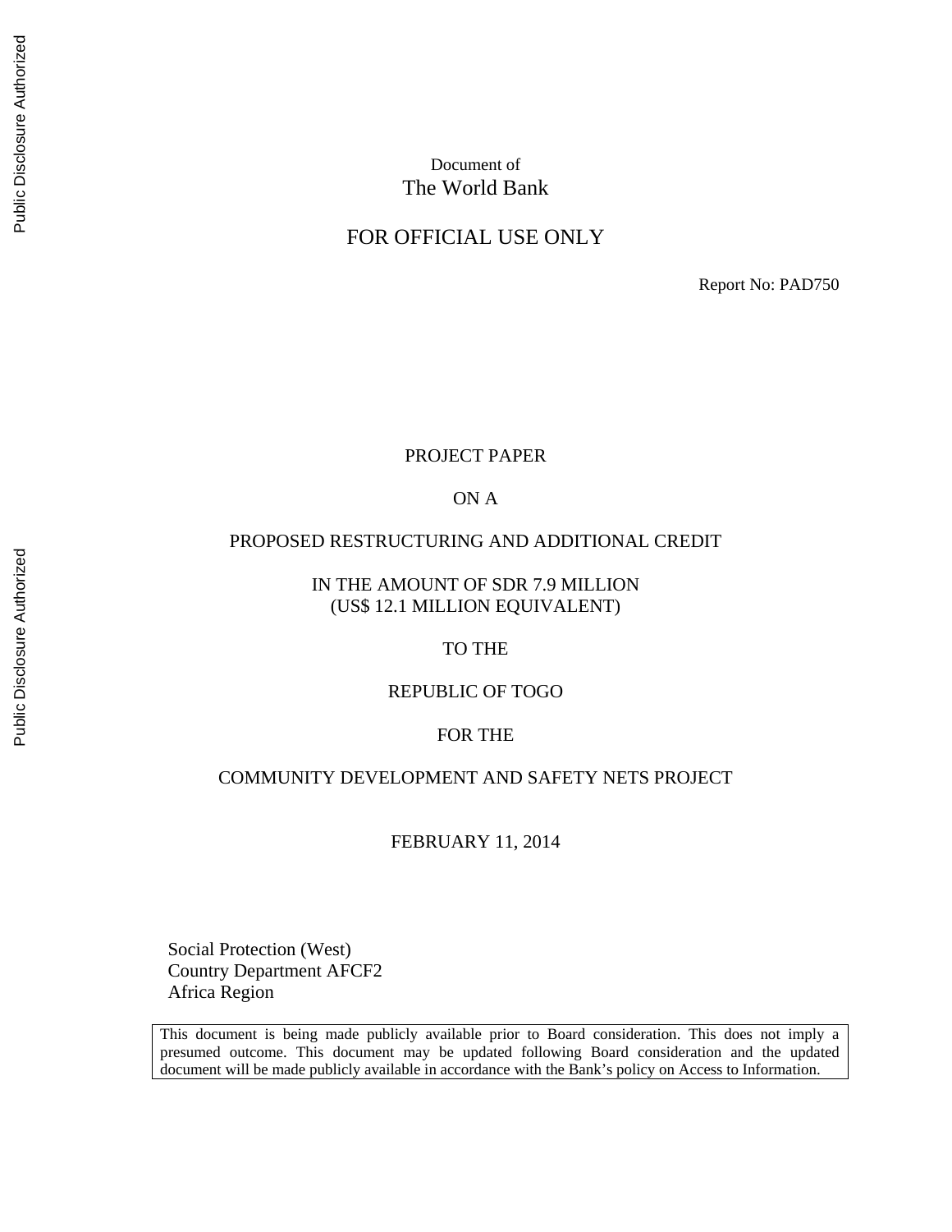Document of
The World Bank

FOR OFFICIAL USE ONLY

Report No: PAD750

PROJECT PAPER

ON A

PROPOSED RESTRUCTURING AND ADDITIONAL CREDIT

IN THE AMOUNT OF SDR 7.9 MILLION
(US$ 12.1 MILLION EQUIVALENT)

TO THE

REPUBLIC OF TOGO

FOR THE

COMMUNITY DEVELOPMENT AND SAFETY NETS PROJECT

FEBRUARY 11, 2014

Social Protection (West)
Country Department AFCF2
Africa Region

This document is being made publicly available prior to Board consideration. This does not imply a presumed outcome. This document may be updated following Board consideration and the updated document will be made publicly available in accordance with the Bank's policy on Access to Information.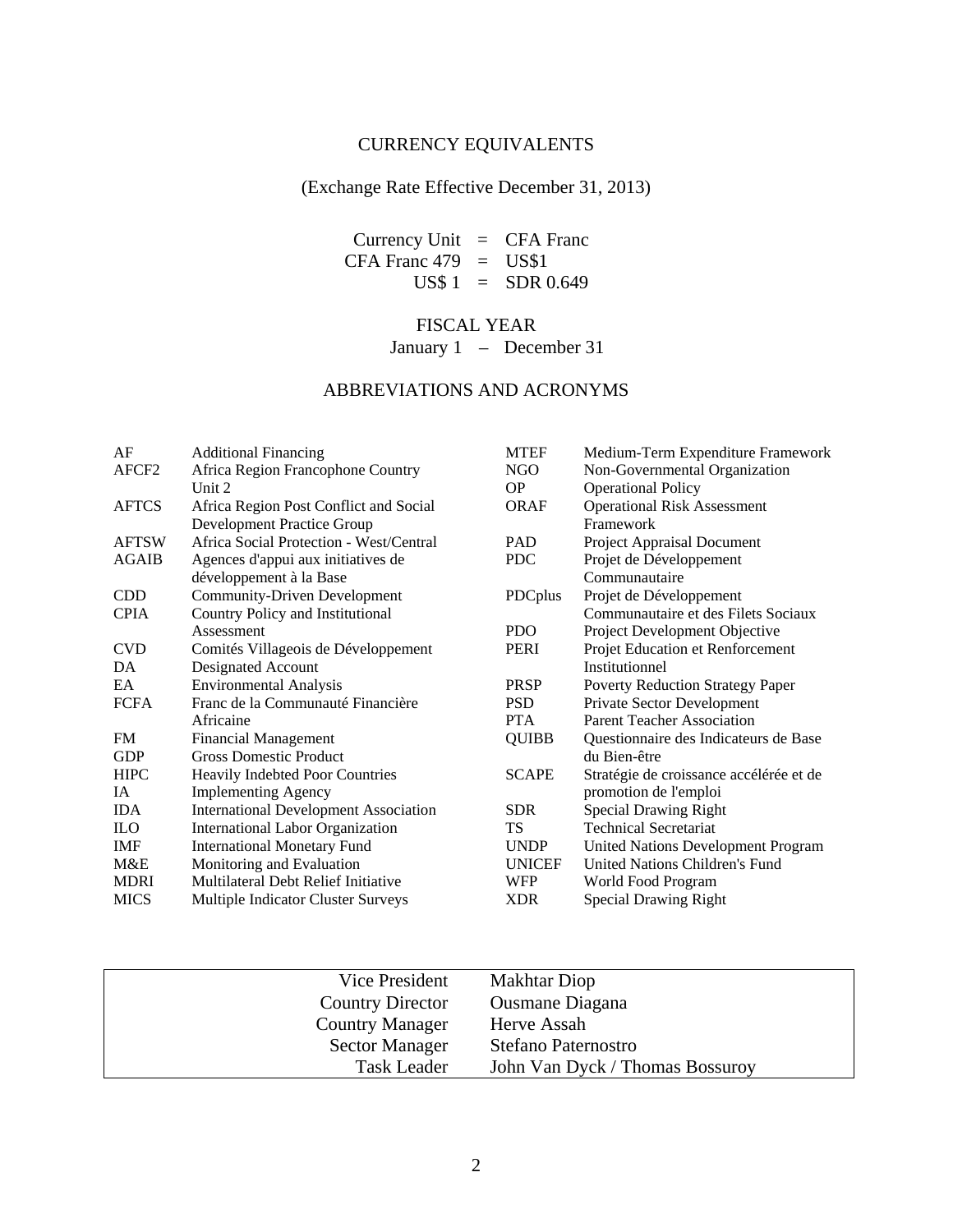## CURRENCY EQUIVALENTS

(Exchange Rate Effective December 31, 2013)

Currency Unit = CFA Franc
CFA Franc 479 = US$1
US$ 1 = SDR 0.649

## FISCAL YEAR

January 1 – December 31

## ABBREVIATIONS AND ACRONYMS

| | |
|---|---|
| AF | Additional Financing |
| AFCF2 | Africa Region Francophone Country Unit 2 |
| AFTCS | Africa Region Post Conflict and Social Development Practice Group |
| AFTSW | Africa Social Protection - West/Central |
| AGAIB | Agences d'appui aux initiatives de développement à la Base |
| CDD | Community-Driven Development |
| CPIA | Country Policy and Institutional Assessment |
| CVD | Comités Villageois de Développement |
| DA | Designated Account |
| EA | Environmental Analysis |
| FCFA | Franc de la Communauté Financière Africaine |
| FM | Financial Management |
| GDP | Gross Domestic Product |
| HIPC | Heavily Indebted Poor Countries |
| IA | Implementing Agency |
| IDA | International Development Association |
| ILO | International Labor Organization |
| IMF | International Monetary Fund |
| M&E | Monitoring and Evaluation |
| MDRI | Multilateral Debt Relief Initiative |
| MICS | Multiple Indicator Cluster Surveys |
| MTEF | Medium-Term Expenditure Framework |
| NGO | Non-Governmental Organization |
| OP | Operational Policy |
| ORAF | Operational Risk Assessment Framework |
| PAD | Project Appraisal Document |
| PDC | Projet de Développement Communautaire |
| PDCplus | Projet de Développement Communautaire et des Filets Sociaux |
| PDO | Project Development Objective |
| PERI | Projet Education et Renforcement Institutionnel |
| PRSP | Poverty Reduction Strategy Paper |
| PSD | Private Sector Development |
| PTA | Parent Teacher Association |
| QUIBB | Questionnaire des Indicateurs de Base du Bien-être |
| SCAPE | Stratégie de croissance accélérée et de promotion de l'emploi |
| SDR | Special Drawing Right |
| TS | Technical Secretariat |
| UNDP | United Nations Development Program |
| UNICEF | United Nations Children's Fund |
| WFP | World Food Program |
| XDR | Special Drawing Right |

| | |
|---|---|
| Vice President | Makhtar Diop |
| Country Director | Ousmane Diagana |
| Country Manager | Herve Assah |
| Sector Manager | Stefano Paternostro |
| Task Leader | John Van Dyck / Thomas Bossuroy |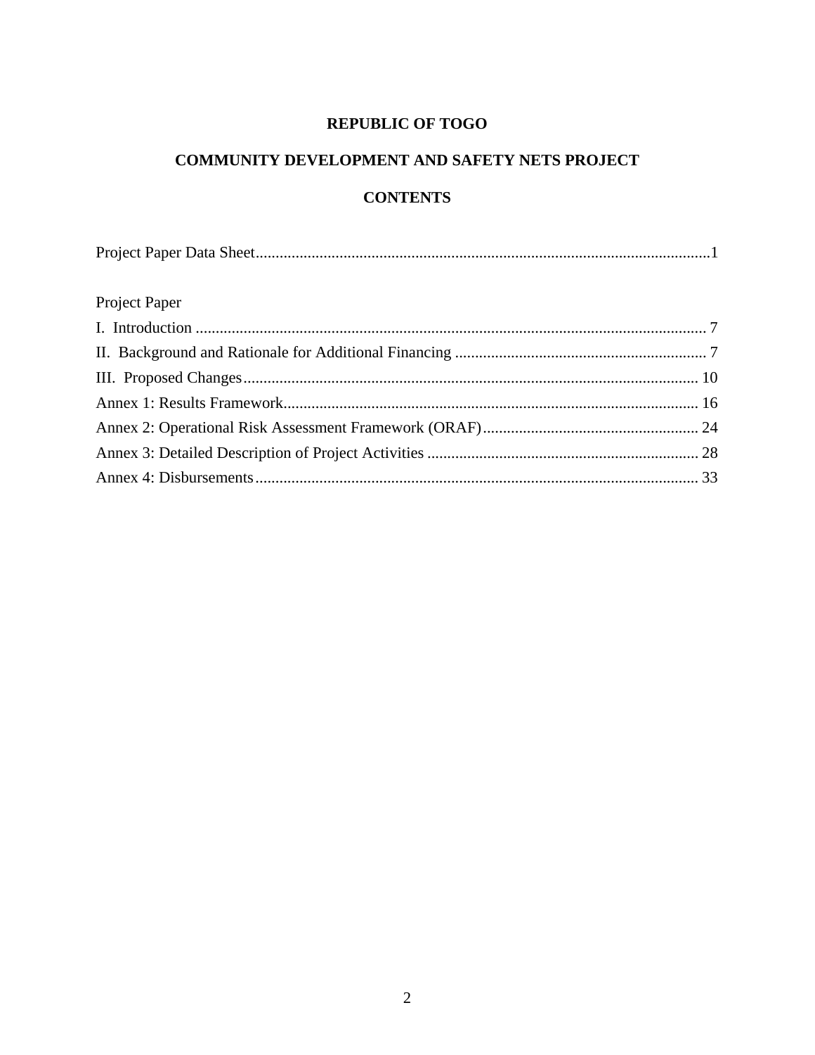**REPUBLIC OF TOGO**

**COMMUNITY DEVELOPMENT AND SAFETY NETS PROJECT**

**CONTENTS**

Project Paper Data Sheet.................................................................................................................1

Project Paper

I. Introduction ................................................................................................................. 7

II. Background and Rationale for Additional Financing ............................................................... 7

III. Proposed Changes.................................................................................................................. 10

Annex 1: Results Framework....................................................................................................... 16

Annex 2: Operational Risk Assessment Framework (ORAF)...................................................... 24

Annex 3: Detailed Description of Project Activities .................................................................... 28

Annex 4: Disbursements............................................................................................................... 33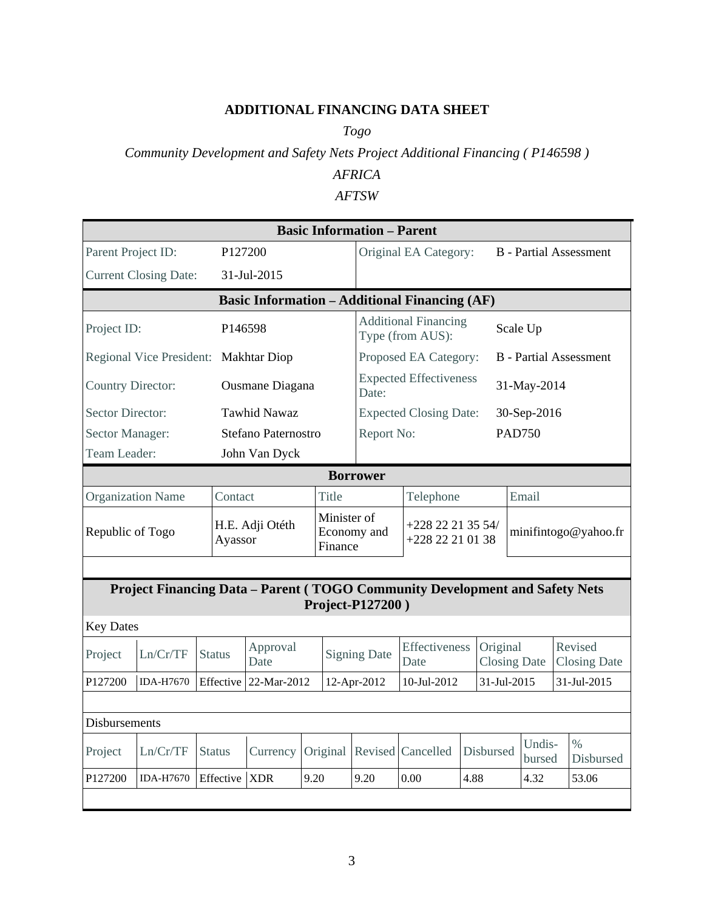## ADDITIONAL FINANCING DATA SHEET

*Togo*

*Community Development and Safety Nets Project Additional Financing ( P146598 )*

*AFRICA*

*AFTSW*

| Basic Information – Parent | | | |
|---|---|---|---|
| Parent Project ID: | P127200 | Original EA Category: | B - Partial Assessment |
| Current Closing Date: | 31-Jul-2015 | | |

| Basic Information – Additional Financing (AF) | | | |
|---|---|---|---|
| Project ID: | P146598 | Additional Financing Type (from AUS): | Scale Up |
| Regional Vice President: | Makhtar Diop | Proposed EA Category: | B - Partial Assessment |
| Country Director: | Ousmane Diagana | Expected Effectiveness Date: | 31-May-2014 |
| Sector Director: | Tawhid Nawaz | Expected Closing Date: | 30-Sep-2016 |
| Sector Manager: | Stefano Paternostro | Report No: | PAD750 |
| Team Leader: | John Van Dyck | | |

**Borrower**

| Organization Name | Contact | Title | Telephone | Email |
|---|---|---|---|---|
| Republic of Togo | H.E. Adji Otéth Ayassor | Minister of Economy and Finance | +228 22 21 35 54/ +228 22 21 01 38 | minifintogo@yahoo.fr |

**Project Financing Data – Parent ( TOGO Community Development and Safety Nets Project-P127200 )**

Key Dates

| Project | Ln/Cr/TF | Status | Approval Date | Signing Date | Effectiveness Date | Original Closing Date | Revised Closing Date |
|---|---|---|---|---|---|---|---|
| P127200 | IDA-H7670 | Effective | 22-Mar-2012 | 12-Apr-2012 | 10-Jul-2012 | 31-Jul-2015 | 31-Jul-2015 |

Disbursements

| Project | Ln/Cr/TF | Status | Currency | Original | Revised | Cancelled | Disbursed | Undis-bursed | % Disbursed |
|---|---|---|---|---|---|---|---|---|---|
| P127200 | IDA-H7670 | Effective | XDR | 9.20 | 9.20 | 0.00 | 4.88 | 4.32 | 53.06 |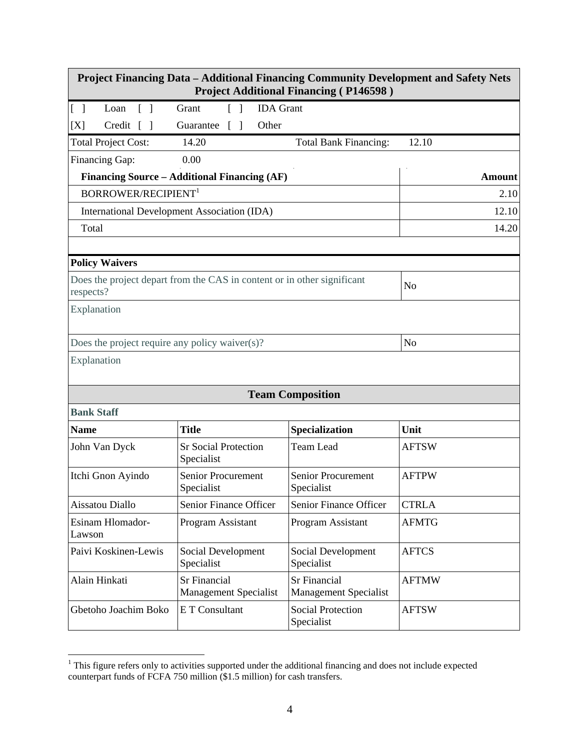| Project Financing Data – Additional Financing Community Development and Safety Nets Project Additional Financing ( P146598 ) | | | | | |
|---|---|---|---|---|---|
| [ ] | Loan | [ ] | Grant | [ ] | IDA Grant |
| [X] | Credit | [ ] | Guarantee | [ ] | Other |

| Total Project Cost: | 14.20 | Total Bank Financing: | 12.10 |
|---|---|---|---|
| Financing Gap: | 0.00 | | |

| Financing Source – Additional Financing (AF) | Amount |
|---|---|
| BORROWER/RECIPIENT[1] | 2.10 |
| International Development Association (IDA) | 12.10 |
| Total | 14.20 |

**Policy Waivers**

| | |
|---|---|
| Does the project depart from the CAS in content or in other significant respects? | No |
| Explanation | |
| Does the project require any policy waiver(s)? | No |
| Explanation | |

**Team Composition**

**Bank Staff**

| Name | Title | Specialization | Unit |
|---|---|---|---|
| John Van Dyck | Sr Social Protection Specialist | Team Lead | AFTSW |
| Itchi Gnon Ayindo | Senior Procurement Specialist | Senior Procurement Specialist | AFTPW |
| Aissatou Diallo | Senior Finance Officer | Senior Finance Officer | CTRLA |
| Esinam Hlomador-Lawson | Program Assistant | Program Assistant | AFMTG |
| Paivi Koskinen-Lewis | Social Development Specialist | Social Development Specialist | AFTCS |
| Alain Hinkati | Sr Financial Management Specialist | Sr Financial Management Specialist | AFTMW |
| Gbetoho Joachim Boko | E T Consultant | Social Protection Specialist | AFTSW |

[1] This figure refers only to activities supported under the additional financing and does not include expected counterpart funds of FCFA 750 million ($1.5 million) for cash transfers.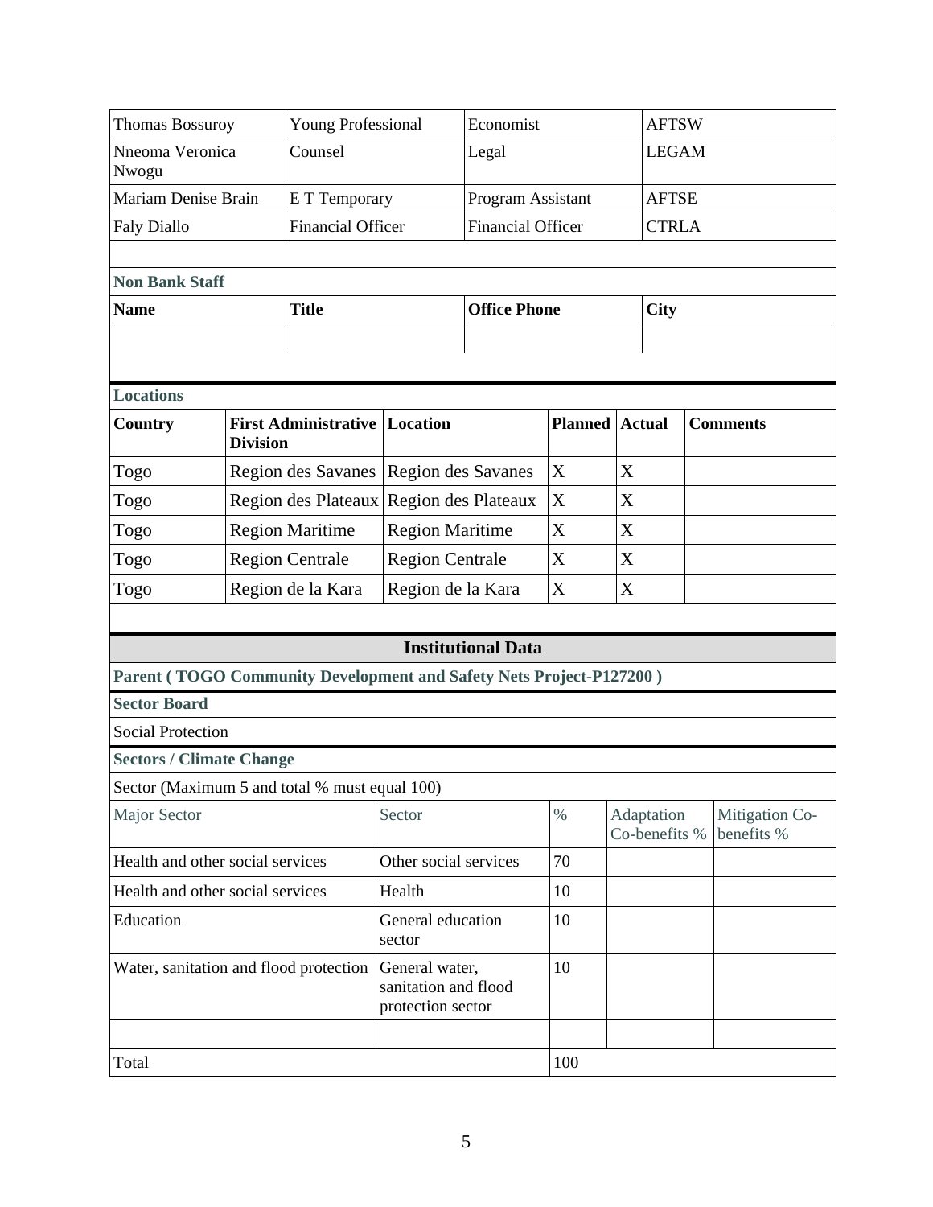| | | | |
|---|---|---|---|
| Thomas Bossuroy | Young Professional | Economist | AFTSW |
| Nneoma Veronica Nwogu | Counsel | Legal | LEGAM |
| Mariam Denise Brain | E T Temporary | Program Assistant | AFTSE |
| Faly Diallo | Financial Officer | Financial Officer | CTRLA |

**Non Bank Staff**

| Name | Title | Office Phone | City |
|---|---|---|---|
| | | | |

**Locations**

| Country | First Administrative Division | Location | Planned | Actual | Comments |
|---|---|---|---|---|---|
| Togo | Region des Savanes | Region des Savanes | X | X | |
| Togo | Region des Plateaux | Region des Plateaux | X | X | |
| Togo | Region Maritime | Region Maritime | X | X | |
| Togo | Region Centrale | Region Centrale | X | X | |
| Togo | Region de la Kara | Region de la Kara | X | X | |

## Institutional Data

**Parent ( TOGO Community Development and Safety Nets Project-P127200 )**

**Sector Board**

Social Protection

**Sectors / Climate Change**

Sector (Maximum 5 and total % must equal 100)

| Major Sector | Sector | % | Adaptation Co-benefits % | Mitigation Co-benefits % |
|---|---|---|---|---|
| Health and other social services | Other social services | 70 | | |
| Health and other social services | Health | 10 | | |
| Education | General education sector | 10 | | |
| Water, sanitation and flood protection | General water, sanitation and flood protection sector | 10 | | |
| | | | | |
| Total | | 100 | | |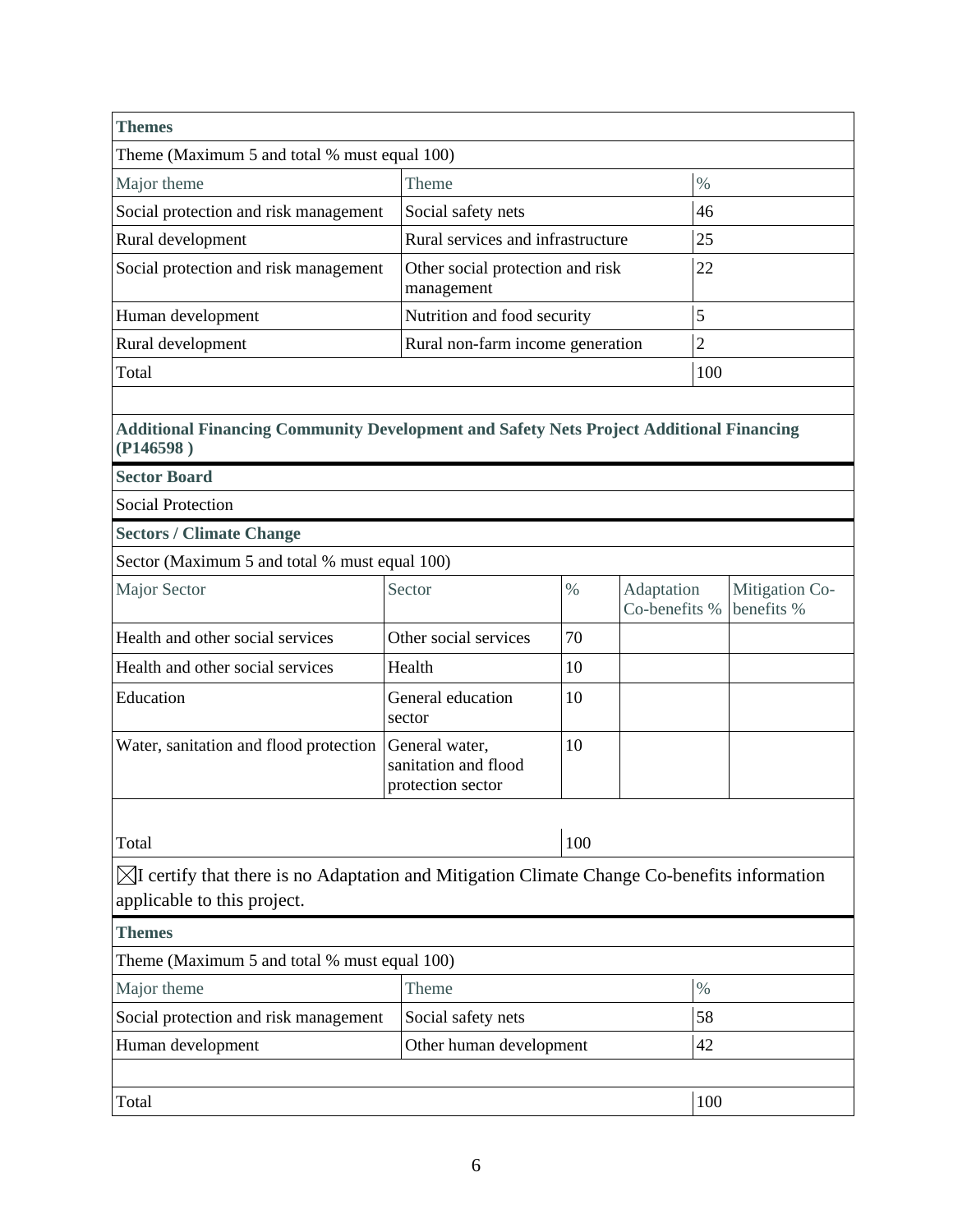**Themes**

Theme (Maximum 5 and total % must equal 100)

| Major theme | Theme | % |
|---|---|---|
| Social protection and risk management | Social safety nets | 46 |
| Rural development | Rural services and infrastructure | 25 |
| Social protection and risk management | Other social protection and risk management | 22 |
| Human development | Nutrition and food security | 5 |
| Rural development | Rural non-farm income generation | 2 |
| Total | | 100 |

**Additional Financing Community Development and Safety Nets Project Additional Financing (P146598 )**

**Sector Board**

Social Protection

**Sectors / Climate Change**

Sector (Maximum 5 and total % must equal 100)

| Major Sector | Sector | % | Adaptation Co-benefits % | Mitigation Co-benefits % |
|---|---|---|---|---|
| Health and other social services | Other social services | 70 | | |
| Health and other social services | Health | 10 | | |
| Education | General education sector | 10 | | |
| Water, sanitation and flood protection | General water, sanitation and flood protection sector | 10 | | |
| Total | | 100 | | |

☒I certify that there is no Adaptation and Mitigation Climate Change Co-benefits information applicable to this project.

**Themes**

Theme (Maximum 5 and total % must equal 100)

| Major theme | Theme | % |
|---|---|---|
| Social protection and risk management | Social safety nets | 58 |
| Human development | Other human development | 42 |
| Total | | 100 |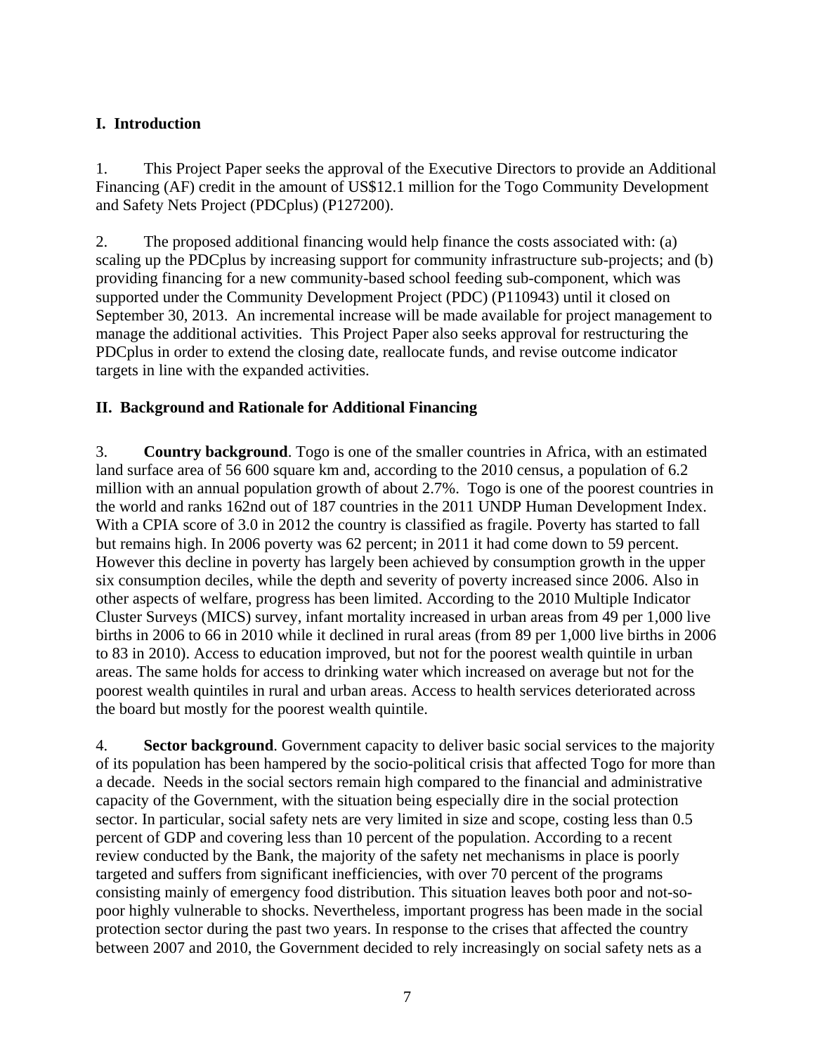## I. Introduction

1. This Project Paper seeks the approval of the Executive Directors to provide an Additional Financing (AF) credit in the amount of US$12.1 million for the Togo Community Development and Safety Nets Project (PDCplus) (P127200).

2. The proposed additional financing would help finance the costs associated with: (a) scaling up the PDCplus by increasing support for community infrastructure sub-projects; and (b) providing financing for a new community-based school feeding sub-component, which was supported under the Community Development Project (PDC) (P110943) until it closed on September 30, 2013. An incremental increase will be made available for project management to manage the additional activities. This Project Paper also seeks approval for restructuring the PDCplus in order to extend the closing date, reallocate funds, and revise outcome indicator targets in line with the expanded activities.

## II. Background and Rationale for Additional Financing

3. **Country background**. Togo is one of the smaller countries in Africa, with an estimated land surface area of 56 600 square km and, according to the 2010 census, a population of 6.2 million with an annual population growth of about 2.7%. Togo is one of the poorest countries in the world and ranks 162nd out of 187 countries in the 2011 UNDP Human Development Index. With a CPIA score of 3.0 in 2012 the country is classified as fragile. Poverty has started to fall but remains high. In 2006 poverty was 62 percent; in 2011 it had come down to 59 percent. However this decline in poverty has largely been achieved by consumption growth in the upper six consumption deciles, while the depth and severity of poverty increased since 2006. Also in other aspects of welfare, progress has been limited. According to the 2010 Multiple Indicator Cluster Surveys (MICS) survey, infant mortality increased in urban areas from 49 per 1,000 live births in 2006 to 66 in 2010 while it declined in rural areas (from 89 per 1,000 live births in 2006 to 83 in 2010). Access to education improved, but not for the poorest wealth quintile in urban areas. The same holds for access to drinking water which increased on average but not for the poorest wealth quintiles in rural and urban areas. Access to health services deteriorated across the board but mostly for the poorest wealth quintile.

4. **Sector background**. Government capacity to deliver basic social services to the majority of its population has been hampered by the socio-political crisis that affected Togo for more than a decade. Needs in the social sectors remain high compared to the financial and administrative capacity of the Government, with the situation being especially dire in the social protection sector. In particular, social safety nets are very limited in size and scope, costing less than 0.5 percent of GDP and covering less than 10 percent of the population. According to a recent review conducted by the Bank, the majority of the safety net mechanisms in place is poorly targeted and suffers from significant inefficiencies, with over 70 percent of the programs consisting mainly of emergency food distribution. This situation leaves both poor and not-so-poor highly vulnerable to shocks. Nevertheless, important progress has been made in the social protection sector during the past two years. In response to the crises that affected the country between 2007 and 2010, the Government decided to rely increasingly on social safety nets as a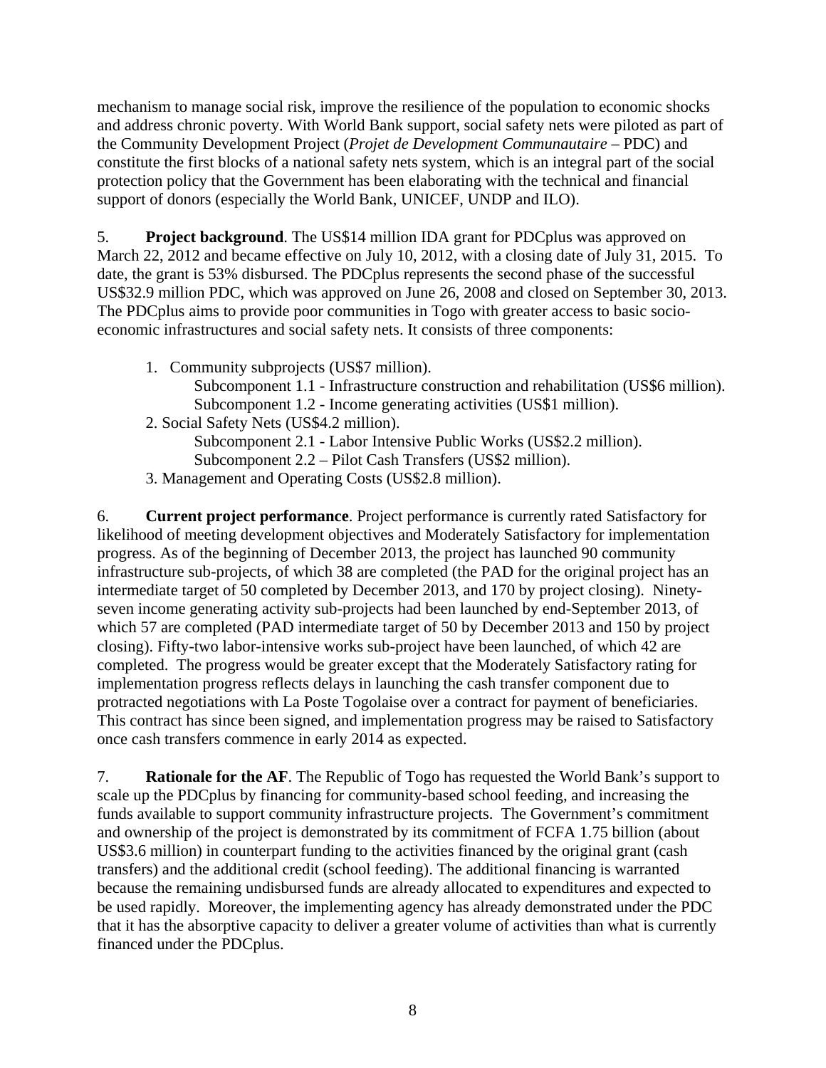mechanism to manage social risk, improve the resilience of the population to economic shocks and address chronic poverty. With World Bank support, social safety nets were piloted as part of the Community Development Project (*Projet de Development Communautaire* – PDC) and constitute the first blocks of a national safety nets system, which is an integral part of the social protection policy that the Government has been elaborating with the technical and financial support of donors (especially the World Bank, UNICEF, UNDP and ILO).

5. **Project background**. The US$14 million IDA grant for PDCplus was approved on March 22, 2012 and became effective on July 10, 2012, with a closing date of July 31, 2015. To date, the grant is 53% disbursed. The PDCplus represents the second phase of the successful US$32.9 million PDC, which was approved on June 26, 2008 and closed on September 30, 2013. The PDCplus aims to provide poor communities in Togo with greater access to basic socio-economic infrastructures and social safety nets. It consists of three components:

1. Community subprojects (US$7 million).
   - Subcomponent 1.1 - Infrastructure construction and rehabilitation (US$6 million).
   - Subcomponent 1.2 - Income generating activities (US$1 million).
2. Social Safety Nets (US$4.2 million).
   - Subcomponent 2.1 - Labor Intensive Public Works (US$2.2 million).
   - Subcomponent 2.2 – Pilot Cash Transfers (US$2 million).
3. Management and Operating Costs (US$2.8 million).

6. **Current project performance**. Project performance is currently rated Satisfactory for likelihood of meeting development objectives and Moderately Satisfactory for implementation progress. As of the beginning of December 2013, the project has launched 90 community infrastructure sub-projects, of which 38 are completed (the PAD for the original project has an intermediate target of 50 completed by December 2013, and 170 by project closing). Ninety-seven income generating activity sub-projects had been launched by end-September 2013, of which 57 are completed (PAD intermediate target of 50 by December 2013 and 150 by project closing). Fifty-two labor-intensive works sub-project have been launched, of which 42 are completed. The progress would be greater except that the Moderately Satisfactory rating for implementation progress reflects delays in launching the cash transfer component due to protracted negotiations with La Poste Togolaise over a contract for payment of beneficiaries. This contract has since been signed, and implementation progress may be raised to Satisfactory once cash transfers commence in early 2014 as expected.

7. **Rationale for the AF**. The Republic of Togo has requested the World Bank's support to scale up the PDCplus by financing for community-based school feeding, and increasing the funds available to support community infrastructure projects. The Government's commitment and ownership of the project is demonstrated by its commitment of FCFA 1.75 billion (about US$3.6 million) in counterpart funding to the activities financed by the original grant (cash transfers) and the additional credit (school feeding). The additional financing is warranted because the remaining undisbursed funds are already allocated to expenditures and expected to be used rapidly. Moreover, the implementing agency has already demonstrated under the PDC that it has the absorptive capacity to deliver a greater volume of activities than what is currently financed under the PDCplus.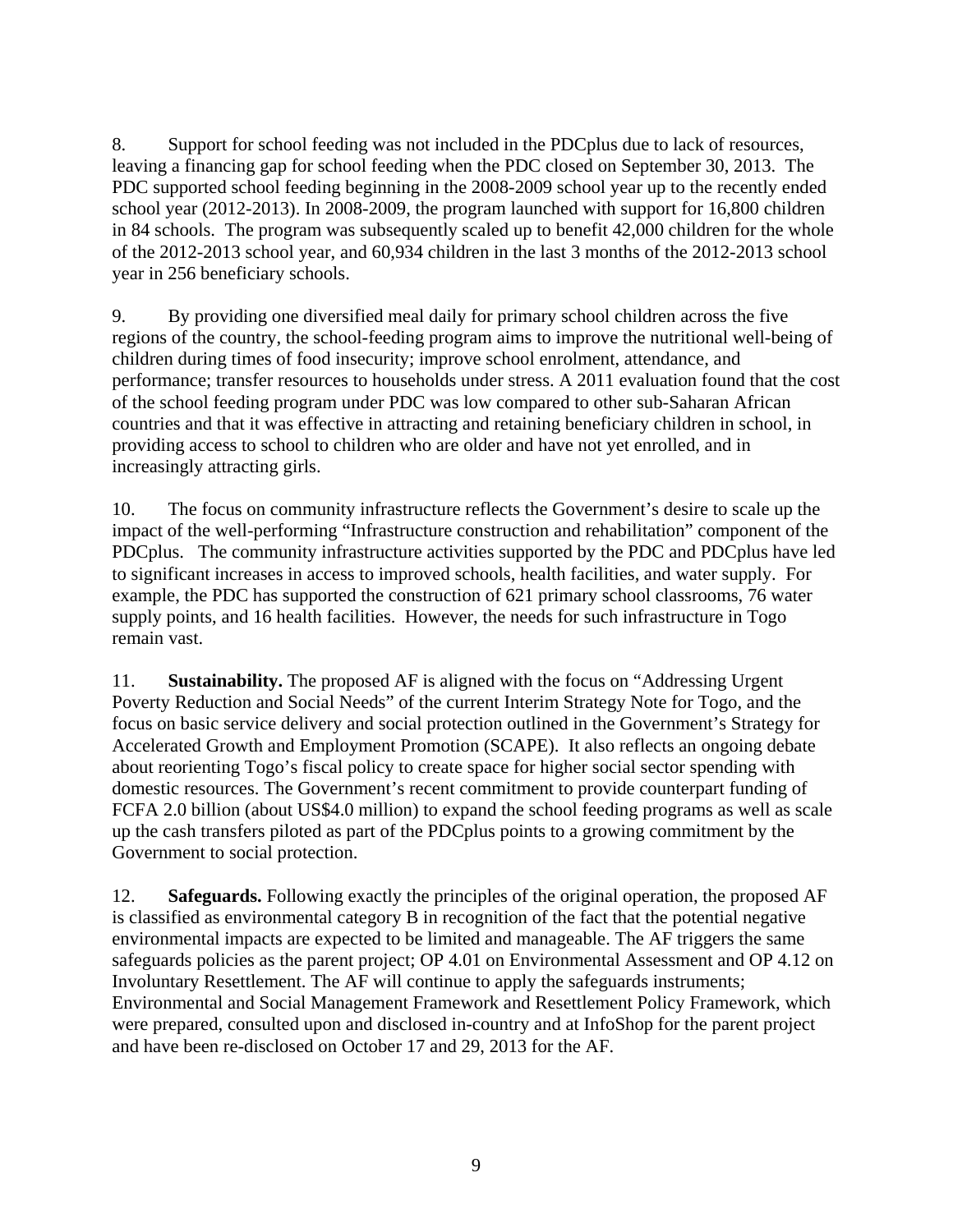8. Support for school feeding was not included in the PDCplus due to lack of resources, leaving a financing gap for school feeding when the PDC closed on September 30, 2013. The PDC supported school feeding beginning in the 2008-2009 school year up to the recently ended school year (2012-2013). In 2008-2009, the program launched with support for 16,800 children in 84 schools. The program was subsequently scaled up to benefit 42,000 children for the whole of the 2012-2013 school year, and 60,934 children in the last 3 months of the 2012-2013 school year in 256 beneficiary schools.

9. By providing one diversified meal daily for primary school children across the five regions of the country, the school-feeding program aims to improve the nutritional well-being of children during times of food insecurity; improve school enrolment, attendance, and performance; transfer resources to households under stress. A 2011 evaluation found that the cost of the school feeding program under PDC was low compared to other sub-Saharan African countries and that it was effective in attracting and retaining beneficiary children in school, in providing access to school to children who are older and have not yet enrolled, and in increasingly attracting girls.

10. The focus on community infrastructure reflects the Government's desire to scale up the impact of the well-performing "Infrastructure construction and rehabilitation" component of the PDCplus. The community infrastructure activities supported by the PDC and PDCplus have led to significant increases in access to improved schools, health facilities, and water supply. For example, the PDC has supported the construction of 621 primary school classrooms, 76 water supply points, and 16 health facilities. However, the needs for such infrastructure in Togo remain vast.

11. **Sustainability.** The proposed AF is aligned with the focus on "Addressing Urgent Poverty Reduction and Social Needs" of the current Interim Strategy Note for Togo, and the focus on basic service delivery and social protection outlined in the Government's Strategy for Accelerated Growth and Employment Promotion (SCAPE). It also reflects an ongoing debate about reorienting Togo's fiscal policy to create space for higher social sector spending with domestic resources. The Government's recent commitment to provide counterpart funding of FCFA 2.0 billion (about US$4.0 million) to expand the school feeding programs as well as scale up the cash transfers piloted as part of the PDCplus points to a growing commitment by the Government to social protection.

12. **Safeguards.** Following exactly the principles of the original operation, the proposed AF is classified as environmental category B in recognition of the fact that the potential negative environmental impacts are expected to be limited and manageable. The AF triggers the same safeguards policies as the parent project; OP 4.01 on Environmental Assessment and OP 4.12 on Involuntary Resettlement. The AF will continue to apply the safeguards instruments; Environmental and Social Management Framework and Resettlement Policy Framework, which were prepared, consulted upon and disclosed in-country and at InfoShop for the parent project and have been re-disclosed on October 17 and 29, 2013 for the AF.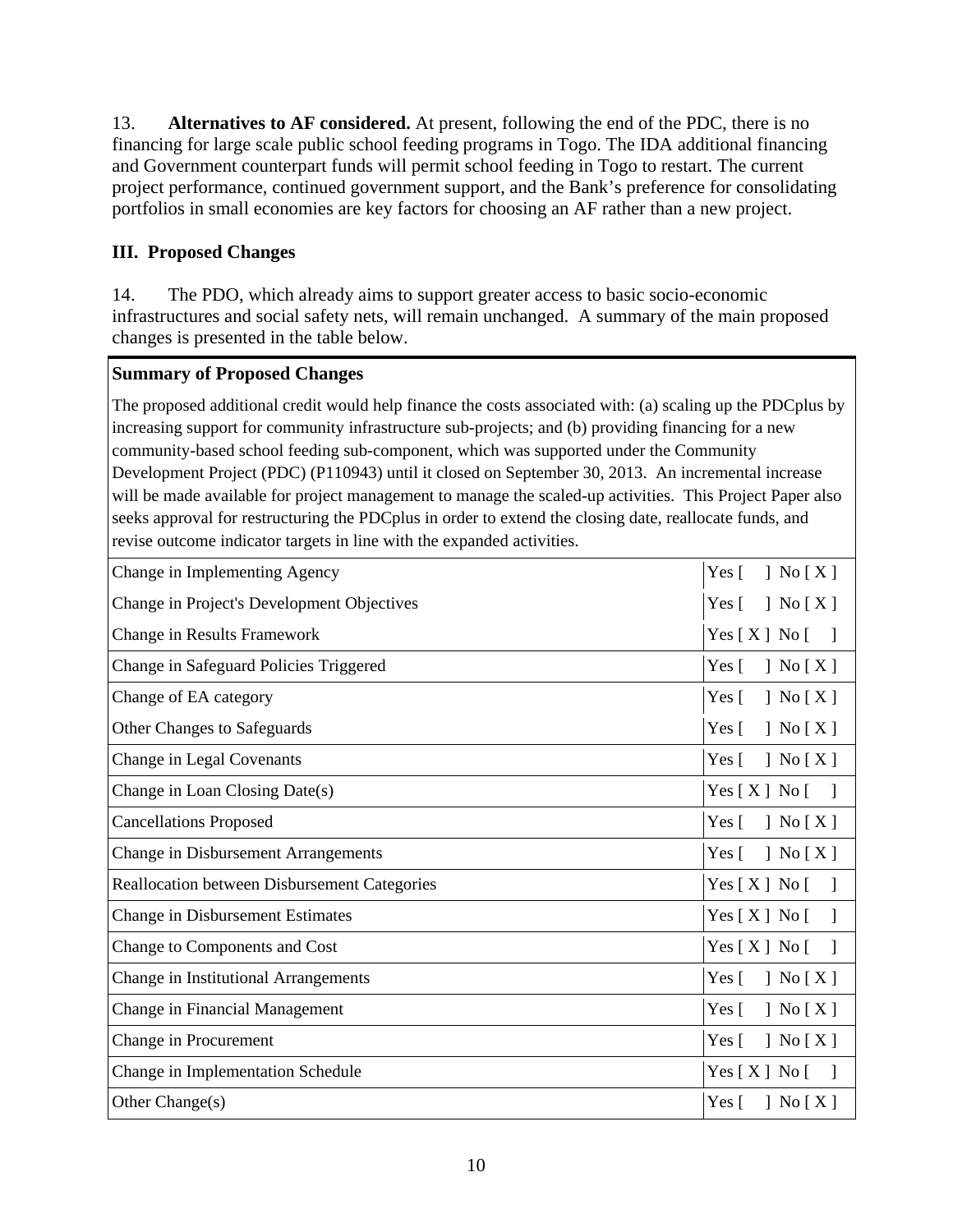13. **Alternatives to AF considered.** At present, following the end of the PDC, there is no financing for large scale public school feeding programs in Togo. The IDA additional financing and Government counterpart funds will permit school feeding in Togo to restart. The current project performance, continued government support, and the Bank's preference for consolidating portfolios in small economies are key factors for choosing an AF rather than a new project.

## III. Proposed Changes

14. The PDO, which already aims to support greater access to basic socio-economic infrastructures and social safety nets, will remain unchanged. A summary of the main proposed changes is presented in the table below.

| **Summary of Proposed Changes** | |
|---|---|
| The proposed additional credit would help finance the costs associated with: (a) scaling up the PDCplus by increasing support for community infrastructure sub-projects; and (b) providing financing for a new community-based school feeding sub-component, which was supported under the Community Development Project (PDC) (P110943) until it closed on September 30, 2013. An incremental increase will be made available for project management to manage the scaled-up activities. This Project Paper also seeks approval for restructuring the PDCplus in order to extend the closing date, reallocate funds, and revise outcome indicator targets in line with the expanded activities. | |
| Change in Implementing Agency | Yes [ ] No [ X ] |
| Change in Project's Development Objectives | Yes [ ] No [ X ] |
| Change in Results Framework | Yes [ X ] No [ ] |
| Change in Safeguard Policies Triggered | Yes [ ] No [ X ] |
| Change of EA category | Yes [ ] No [ X ] |
| Other Changes to Safeguards | Yes [ ] No [ X ] |
| Change in Legal Covenants | Yes [ ] No [ X ] |
| Change in Loan Closing Date(s) | Yes [ X ] No [ ] |
| Cancellations Proposed | Yes [ ] No [ X ] |
| Change in Disbursement Arrangements | Yes [ ] No [ X ] |
| Reallocation between Disbursement Categories | Yes [ X ] No [ ] |
| Change in Disbursement Estimates | Yes [ X ] No [ ] |
| Change to Components and Cost | Yes [ X ] No [ ] |
| Change in Institutional Arrangements | Yes [ ] No [ X ] |
| Change in Financial Management | Yes [ ] No [ X ] |
| Change in Procurement | Yes [ ] No [ X ] |
| Change in Implementation Schedule | Yes [ X ] No [ ] |
| Other Change(s) | Yes [ ] No [ X ] |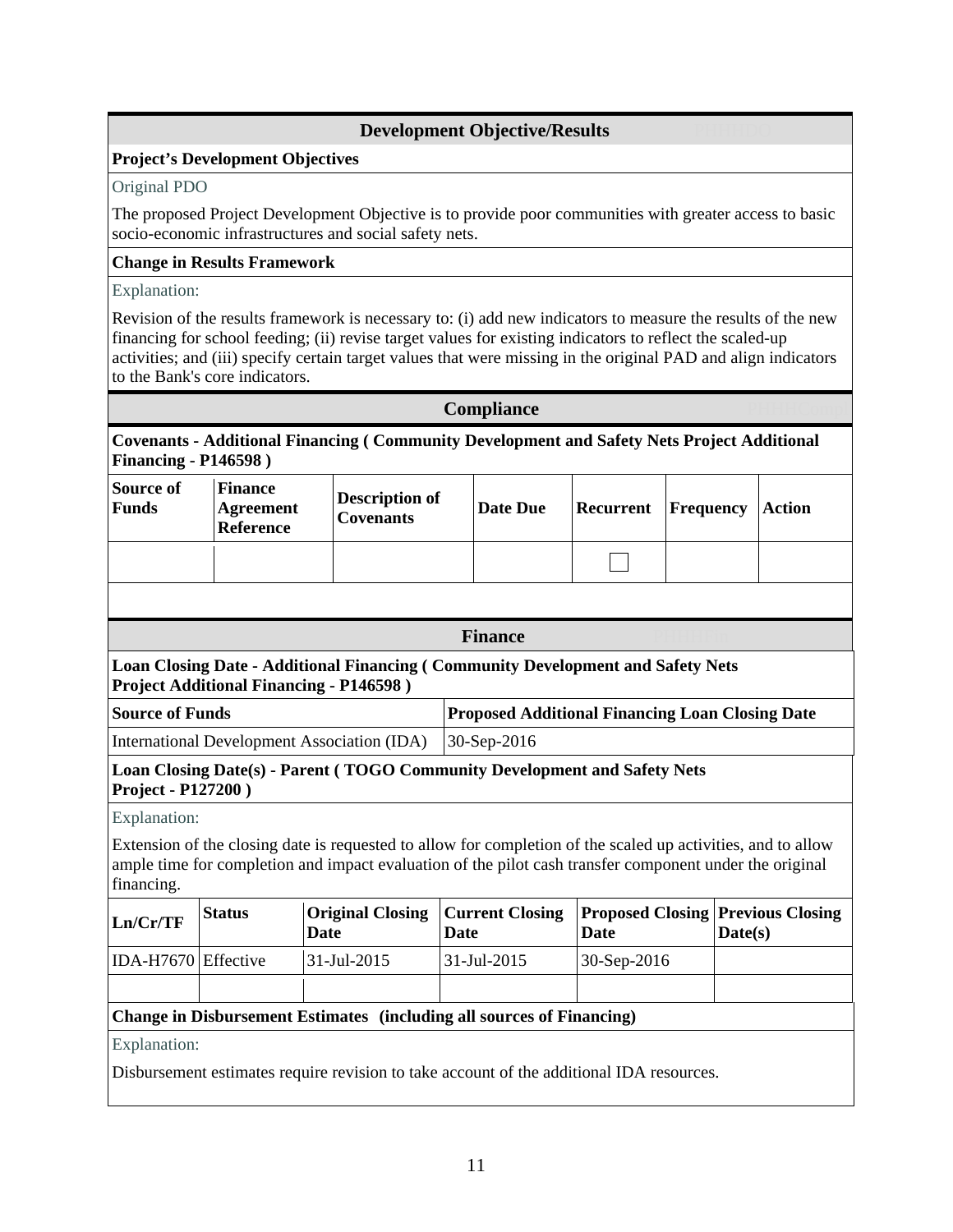## Development Objective/Results

**Project's Development Objectives**

Original PDO

The proposed Project Development Objective is to provide poor communities with greater access to basic socio-economic infrastructures and social safety nets.

**Change in Results Framework**

Explanation:

Revision of the results framework is necessary to: (i) add new indicators to measure the results of the new financing for school feeding; (ii) revise target values for existing indicators to reflect the scaled-up activities; and (iii) specify certain target values that were missing in the original PAD and align indicators to the Bank's core indicators.

## Compliance

**Covenants - Additional Financing ( Community Development and Safety Nets Project Additional Financing - P146598 )**

| Source of Funds | Finance Agreement Reference | Description of Covenants | Date Due | Recurrent | Frequency | Action |
|---|---|---|---|---|---|---|
| | | | | ☐ | | |

## Finance

**Loan Closing Date - Additional Financing ( Community Development and Safety Nets Project Additional Financing - P146598 )**

| Source of Funds | Proposed Additional Financing Loan Closing Date |
|---|---|
| International Development Association (IDA) | 30-Sep-2016 |

**Loan Closing Date(s) - Parent ( TOGO Community Development and Safety Nets Project - P127200 )**

Explanation:

Extension of the closing date is requested to allow for completion of the scaled up activities, and to allow ample time for completion and impact evaluation of the pilot cash transfer component under the original financing.

| Ln/Cr/TF | Status | Original Closing Date | Current Closing Date | Proposed Closing Date | Previous Closing Date(s) |
|---|---|---|---|---|---|
| IDA-H7670 | Effective | 31-Jul-2015 | 31-Jul-2015 | 30-Sep-2016 | |
| | | | | | |

**Change in Disbursement Estimates (including all sources of Financing)**

Explanation:

Disbursement estimates require revision to take account of the additional IDA resources.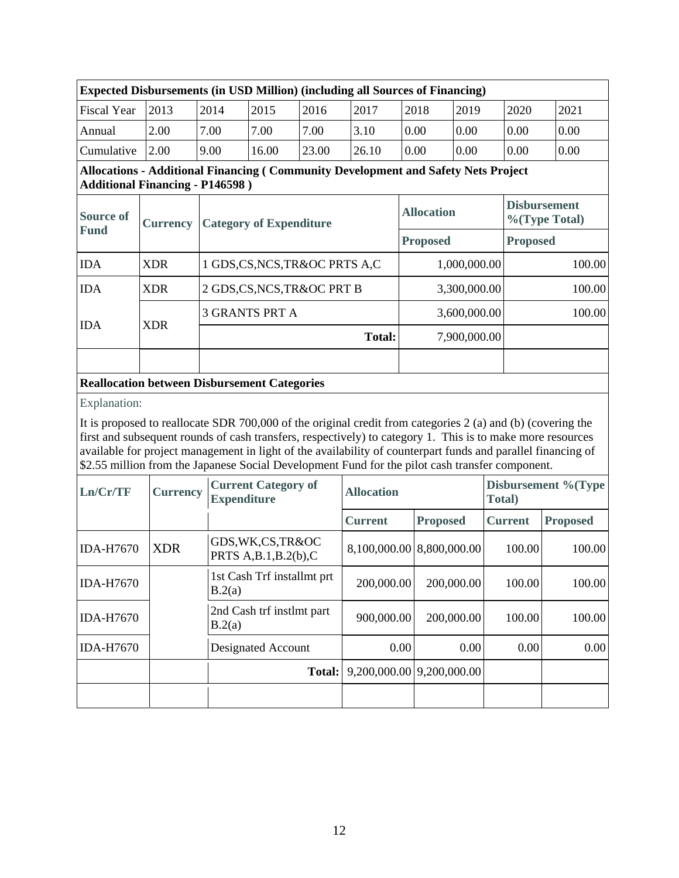| Expected Disbursements (in USD Million) (including all Sources of Financing) | | | | | | | | | |
|---|---|---|---|---|---|---|---|---|---|
| Fiscal Year | 2013 | 2014 | 2015 | 2016 | 2017 | 2018 | 2019 | 2020 | 2021 |
| Annual | 2.00 | 7.00 | 7.00 | 7.00 | 3.10 | 0.00 | 0.00 | 0.00 | 0.00 |
| Cumulative | 2.00 | 9.00 | 16.00 | 23.00 | 26.10 | 0.00 | 0.00 | 0.00 | 0.00 |

**Allocations - Additional Financing ( Community Development and Safety Nets Project Additional Financing - P146598 )**

| Source of Fund | Currency | Category of Expenditure | Allocation | Disbursement %(Type Total) |
|---|---|---|---|---|
| | | | Proposed | Proposed |
| IDA | XDR | 1 GDS,CS,NCS,TR&OC PRTS A,C | 1,000,000.00 | 100.00 |
| IDA | XDR | 2 GDS,CS,NCS,TR&OC PRT B | 3,300,000.00 | 100.00 |
| IDA | XDR | 3 GRANTS PRT A | 3,600,000.00 | 100.00 |
| | | Total: | 7,900,000.00 | |
| | | | | |

**Reallocation between Disbursement Categories**

Explanation:

It is proposed to reallocate SDR 700,000 of the original credit from categories 2 (a) and (b) (covering the first and subsequent rounds of cash transfers, respectively) to category 1. This is to make more resources available for project management in light of the availability of counterpart funds and parallel financing of $2.55 million from the Japanese Social Development Fund for the pilot cash transfer component.

| Ln/Cr/TF | Currency | Current Category of Expenditure | Allocation | | Disbursement %(Type Total) | |
|---|---|---|---|---|---|---|
| | | | Current | Proposed | Current | Proposed |
| IDA-H7670 | XDR | GDS,WK,CS,TR&OC PRTS A,B.1,B.2(b),C | 8,100,000.00 | 8,800,000.00 | 100.00 | 100.00 |
| IDA-H7670 | | 1st Cash Trf installmt prt B.2(a) | 200,000.00 | 200,000.00 | 100.00 | 100.00 |
| IDA-H7670 | | 2nd Cash trf instlmt part B.2(a) | 900,000.00 | 200,000.00 | 100.00 | 100.00 |
| IDA-H7670 | | Designated Account | 0.00 | 0.00 | 0.00 | 0.00 |
| | | Total: | 9,200,000.00 | 9,200,000.00 | | |
| | | | | | | |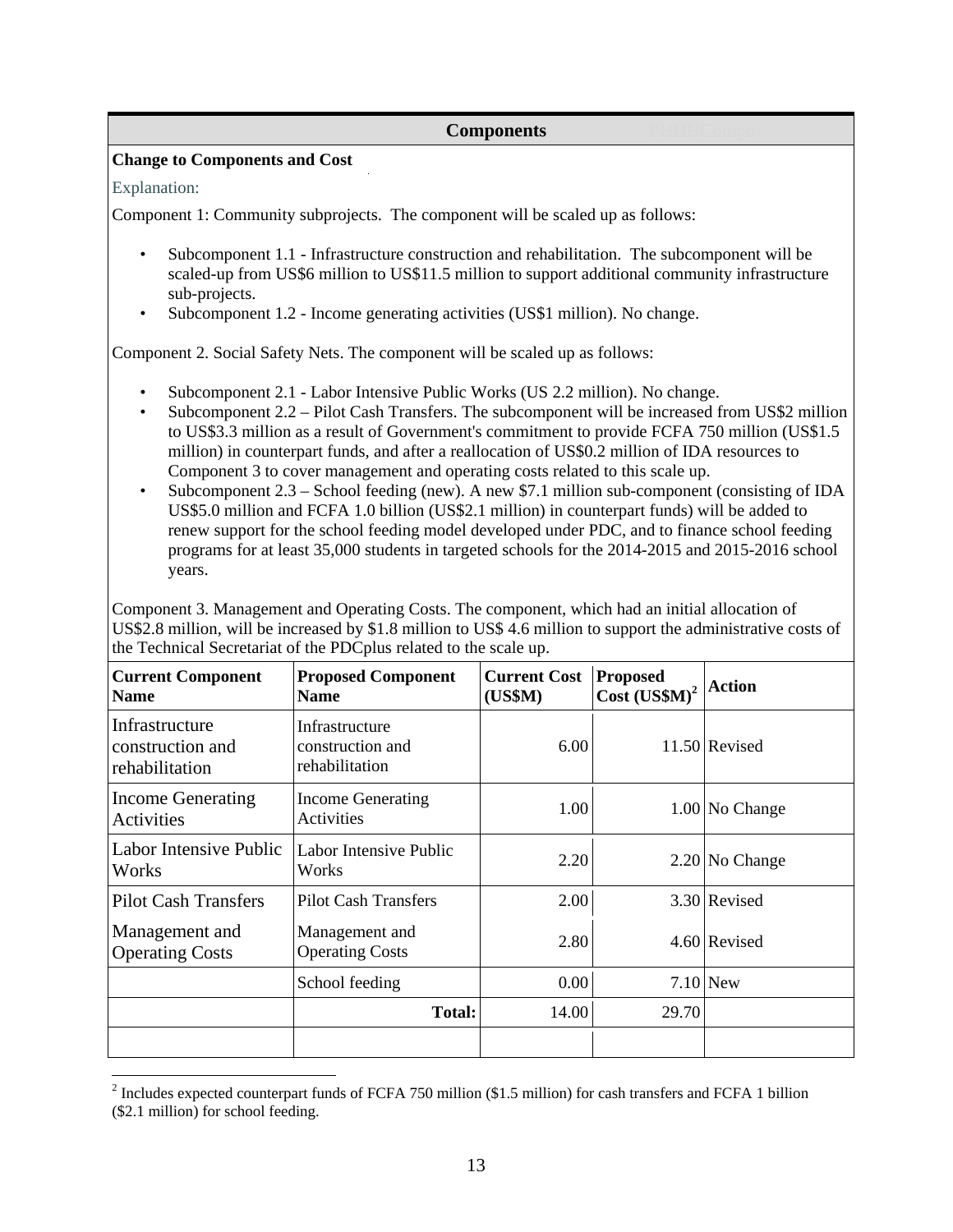## Components

**Change to Components and Cost**

Explanation:

Component 1: Community subprojects. The component will be scaled up as follows:

- Subcomponent 1.1 - Infrastructure construction and rehabilitation. The subcomponent will be scaled-up from US$6 million to US$11.5 million to support additional community infrastructure sub-projects.
- Subcomponent 1.2 - Income generating activities (US$1 million). No change.

Component 2. Social Safety Nets. The component will be scaled up as follows:

- Subcomponent 2.1 - Labor Intensive Public Works (US 2.2 million). No change.
- Subcomponent 2.2 – Pilot Cash Transfers. The subcomponent will be increased from US$2 million to US$3.3 million as a result of Government's commitment to provide FCFA 750 million (US$1.5 million) in counterpart funds, and after a reallocation of US$0.2 million of IDA resources to Component 3 to cover management and operating costs related to this scale up.
- Subcomponent 2.3 – School feeding (new). A new $7.1 million sub-component (consisting of IDA US$5.0 million and FCFA 1.0 billion (US$2.1 million) in counterpart funds) will be added to renew support for the school feeding model developed under PDC, and to finance school feeding programs for at least 35,000 students in targeted schools for the 2014-2015 and 2015-2016 school years.

Component 3. Management and Operating Costs. The component, which had an initial allocation of US$2.8 million, will be increased by $1.8 million to US$ 4.6 million to support the administrative costs of the Technical Secretariat of the PDCplus related to the scale up.

| Current Component Name | Proposed Component Name | Current Cost (US$M) | Proposed Cost (US$M)[2] | Action |
|---|---|---|---|---|
| Infrastructure construction and rehabilitation | Infrastructure construction and rehabilitation | 6.00 | 11.50 | Revised |
| Income Generating Activities | Income Generating Activities | 1.00 | 1.00 | No Change |
| Labor Intensive Public Works | Labor Intensive Public Works | 2.20 | 2.20 | No Change |
| Pilot Cash Transfers | Pilot Cash Transfers | 2.00 | 3.30 | Revised |
| Management and Operating Costs | Management and Operating Costs | 2.80 | 4.60 | Revised |
| | School feeding | 0.00 | 7.10 | New |
| | **Total:** | 14.00 | 29.70 | |
| | | | | |

[2] Includes expected counterpart funds of FCFA 750 million ($1.5 million) for cash transfers and FCFA 1 billion ($2.1 million) for school feeding.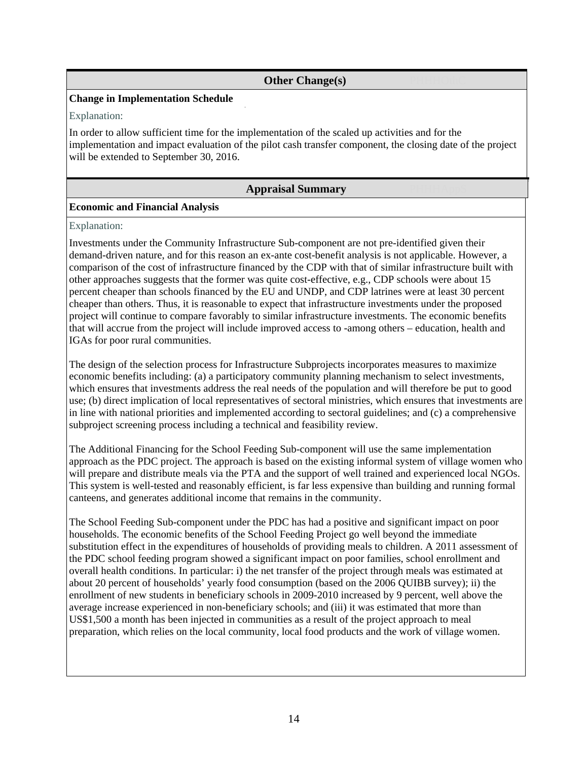## Other Change(s)

**Change in Implementation Schedule**

Explanation:

In order to allow sufficient time for the implementation of the scaled up activities and for the implementation and impact evaluation of the pilot cash transfer component, the closing date of the project will be extended to September 30, 2016.

## Appraisal Summary

**Economic and Financial Analysis**

Explanation:

Investments under the Community Infrastructure Sub-component are not pre-identified given their demand-driven nature, and for this reason an ex-ante cost-benefit analysis is not applicable. However, a comparison of the cost of infrastructure financed by the CDP with that of similar infrastructure built with other approaches suggests that the former was quite cost-effective, e.g., CDP schools were about 15 percent cheaper than schools financed by the EU and UNDP, and CDP latrines were at least 30 percent cheaper than others. Thus, it is reasonable to expect that infrastructure investments under the proposed project will continue to compare favorably to similar infrastructure investments. The economic benefits that will accrue from the project will include improved access to -among others – education, health and IGAs for poor rural communities.

The design of the selection process for Infrastructure Subprojects incorporates measures to maximize economic benefits including: (a) a participatory community planning mechanism to select investments, which ensures that investments address the real needs of the population and will therefore be put to good use; (b) direct implication of local representatives of sectoral ministries, which ensures that investments are in line with national priorities and implemented according to sectoral guidelines; and (c) a comprehensive subproject screening process including a technical and feasibility review.

The Additional Financing for the School Feeding Sub-component will use the same implementation approach as the PDC project. The approach is based on the existing informal system of village women who will prepare and distribute meals via the PTA and the support of well trained and experienced local NGOs. This system is well-tested and reasonably efficient, is far less expensive than building and running formal canteens, and generates additional income that remains in the community.

The School Feeding Sub-component under the PDC has had a positive and significant impact on poor households. The economic benefits of the School Feeding Project go well beyond the immediate substitution effect in the expenditures of households of providing meals to children. A 2011 assessment of the PDC school feeding program showed a significant impact on poor families, school enrollment and overall health conditions. In particular: i) the net transfer of the project through meals was estimated at about 20 percent of households' yearly food consumption (based on the 2006 QUIBB survey); ii) the enrollment of new students in beneficiary schools in 2009-2010 increased by 9 percent, well above the average increase experienced in non-beneficiary schools; and (iii) it was estimated that more than US$1,500 a month has been injected in communities as a result of the project approach to meal preparation, which relies on the local community, local food products and the work of village women.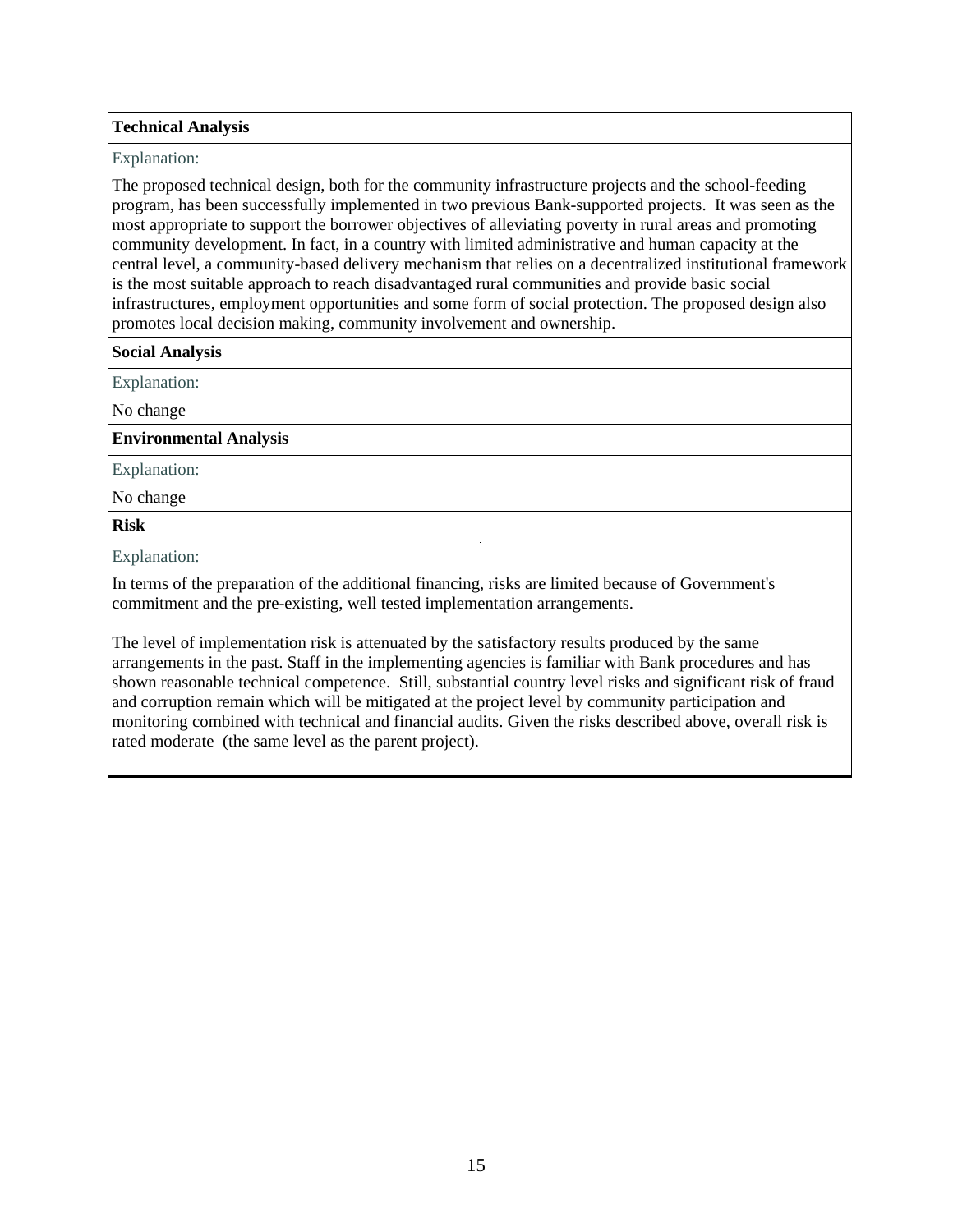**Technical Analysis**

Explanation:

The proposed technical design, both for the community infrastructure projects and the school-feeding program, has been successfully implemented in two previous Bank-supported projects. It was seen as the most appropriate to support the borrower objectives of alleviating poverty in rural areas and promoting community development. In fact, in a country with limited administrative and human capacity at the central level, a community-based delivery mechanism that relies on a decentralized institutional framework is the most suitable approach to reach disadvantaged rural communities and provide basic social infrastructures, employment opportunities and some form of social protection. The proposed design also promotes local decision making, community involvement and ownership.

**Social Analysis**

Explanation:

No change

**Environmental Analysis**

Explanation:

No change

**Risk**

Explanation:

In terms of the preparation of the additional financing, risks are limited because of Government's commitment and the pre-existing, well tested implementation arrangements.

The level of implementation risk is attenuated by the satisfactory results produced by the same arrangements in the past. Staff in the implementing agencies is familiar with Bank procedures and has shown reasonable technical competence. Still, substantial country level risks and significant risk of fraud and corruption remain which will be mitigated at the project level by community participation and monitoring combined with technical and financial audits. Given the risks described above, overall risk is rated moderate (the same level as the parent project).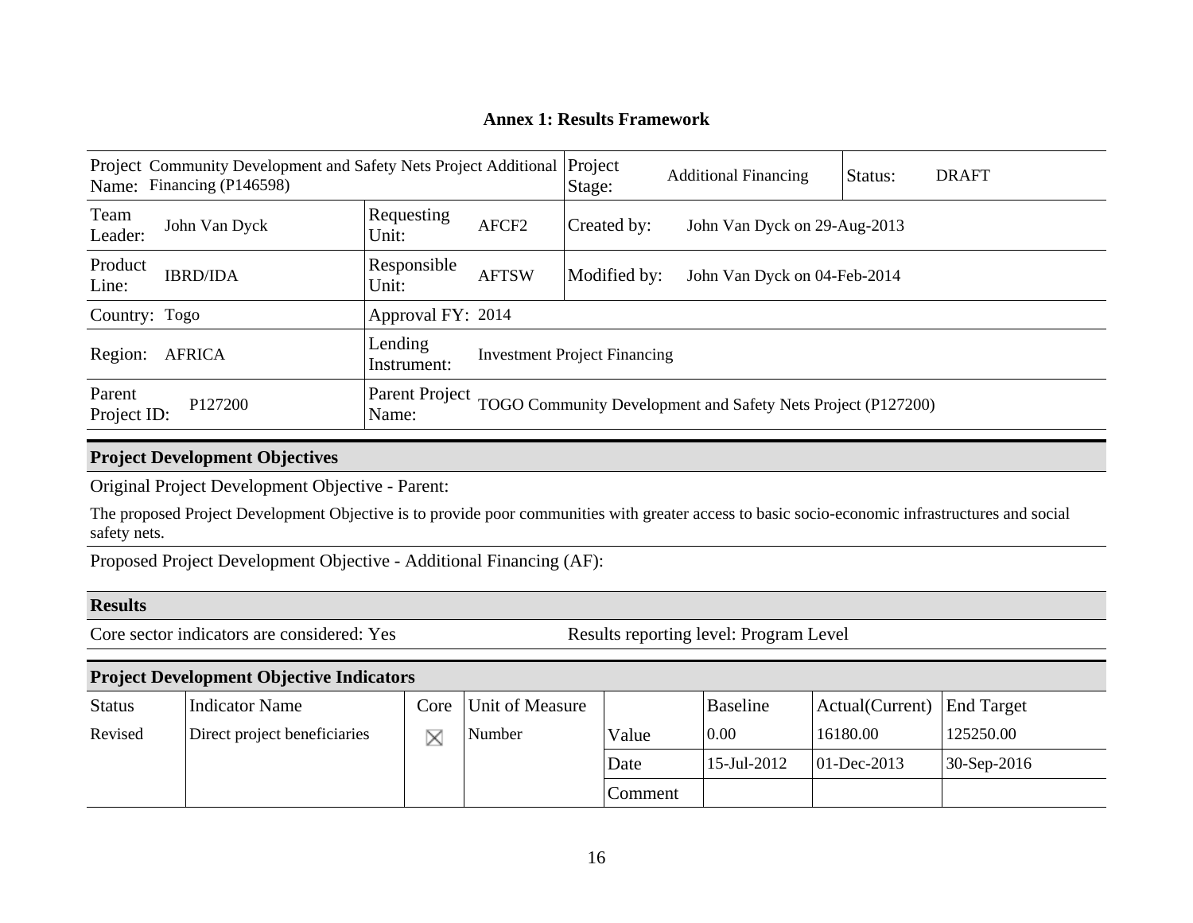## Annex 1: Results Framework

| Project Name: Community Development and Safety Nets Project Additional Financing (P146598) | | Project Stage: | Additional Financing | Status: | DRAFT |
|---|---|---|---|---|---|
| Team Leader: John Van Dyck | Requesting Unit: AFCF2 | Created by: | John Van Dyck on 29-Aug-2013 | | |
| Product Line: IBRD/IDA | Responsible Unit: AFTSW | Modified by: | John Van Dyck on 04-Feb-2014 | | |
| Country: Togo | Approval FY: 2014 | | | | |
| Region: AFRICA | Lending Instrument: Investment Project Financing | | | | |
| Parent Project ID: P127200 | Parent Project Name: TOGO Community Development and Safety Nets Project (P127200) | | | | |

### Project Development Objectives

Original Project Development Objective - Parent:

The proposed Project Development Objective is to provide poor communities with greater access to basic socio-economic infrastructures and social safety nets.

Proposed Project Development Objective - Additional Financing (AF):

### Results

Core sector indicators are considered: Yes

Results reporting level: Program Level

### Project Development Objective Indicators

| Status | Indicator Name | Core | Unit of Measure | | Baseline | Actual(Current) | End Target |
|---|---|---|---|---|---|---|---|
| Revised | Direct project beneficiaries | ☒ | Number | Value | 0.00 | 16180.00 | 125250.00 |
| | | | | Date | 15-Jul-2012 | 01-Dec-2013 | 30-Sep-2016 |
| | | | | Comment | | | |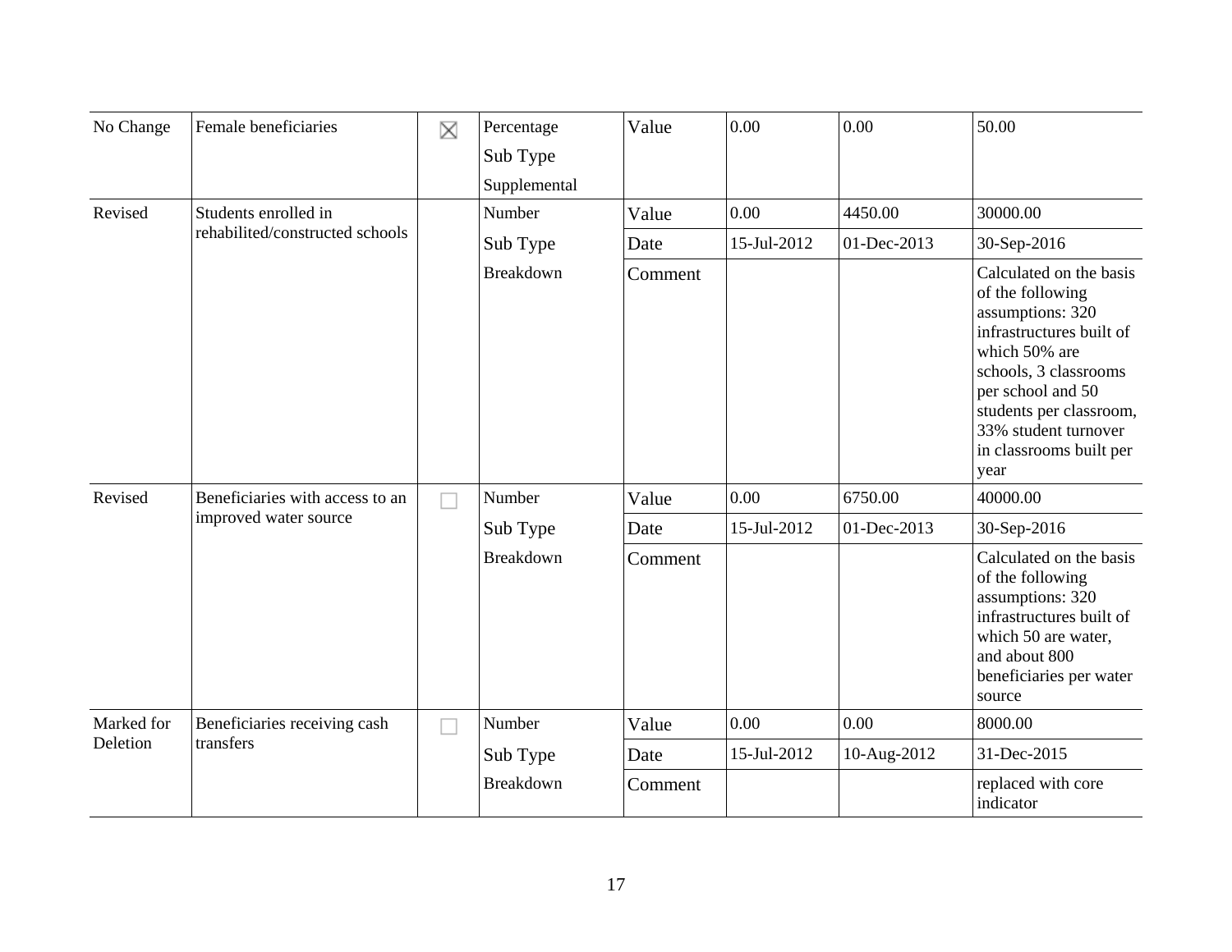| | | | | | | | |
|---|---|---|---|---|---|---|---|
| No Change | Female beneficiaries | ☒ | Percentage<br>Sub Type<br>Supplemental | Value | 0.00 | 0.00 | 50.00 |
| Revised | Students enrolled in rehabilited/constructed schools | | Number<br>Sub Type<br>Breakdown | Value | 0.00 | 4450.00 | 30000.00 |
| | | | | Date | 15-Jul-2012 | 01-Dec-2013 | 30-Sep-2016 |
| | | | | Comment | | | Calculated on the basis of the following assumptions: 320 infrastructures built of which 50% are schools, 3 classrooms per school and 50 students per classroom, 33% student turnover in classrooms built per year |
| Revised | Beneficiaries with access to an improved water source | ☐ | Number<br>Sub Type<br>Breakdown | Value | 0.00 | 6750.00 | 40000.00 |
| | | | | Date | 15-Jul-2012 | 01-Dec-2013 | 30-Sep-2016 |
| | | | | Comment | | | Calculated on the basis of the following assumptions: 320 infrastructures built of which 50 are water, and about 800 beneficiaries per water source |
| Marked for Deletion | Beneficiaries receiving cash transfers | ☐ | Number<br>Sub Type<br>Breakdown | Value | 0.00 | 0.00 | 8000.00 |
| | | | | Date | 15-Jul-2012 | 10-Aug-2012 | 31-Dec-2015 |
| | | | | Comment | | | replaced with core indicator |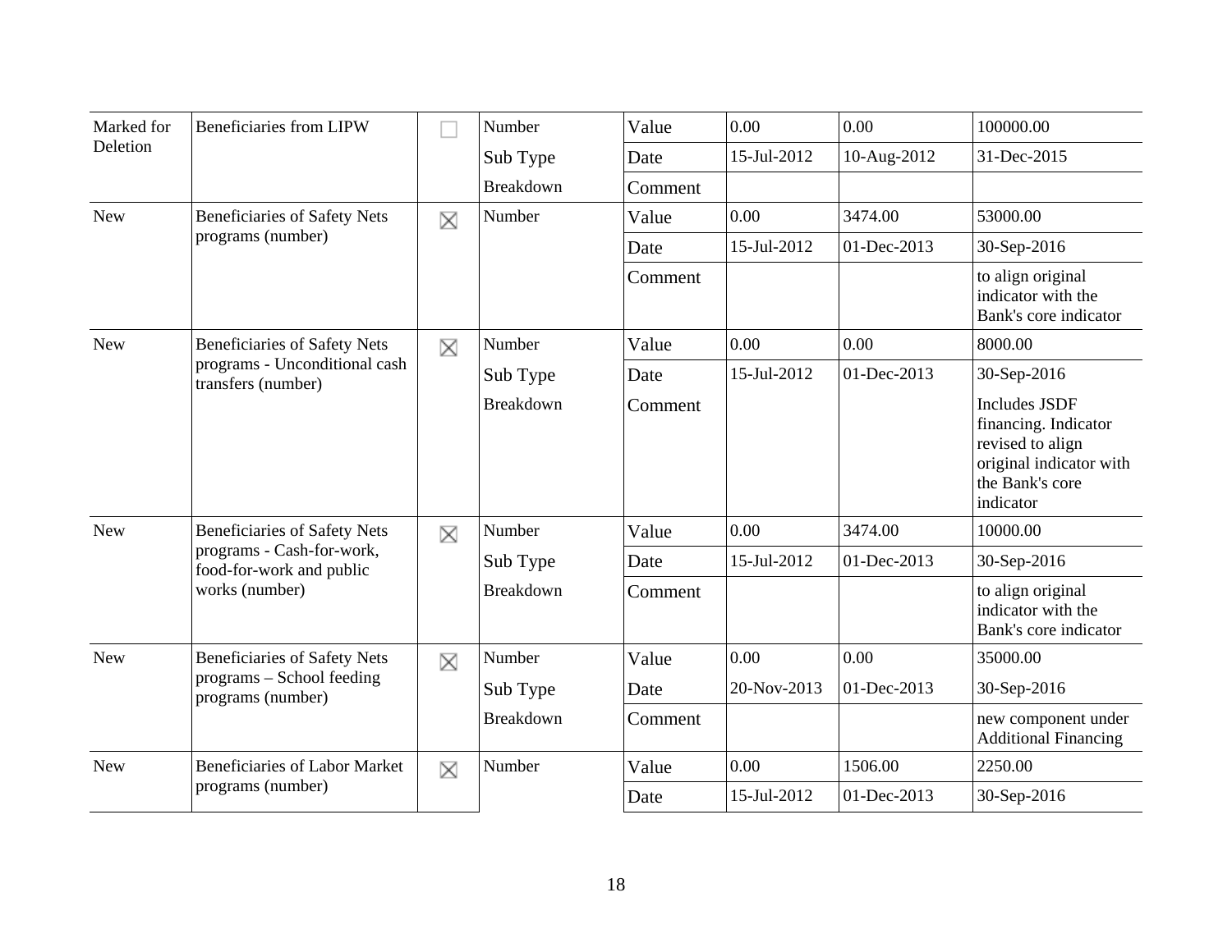| Marked for Deletion | Beneficiaries from LIPW | ☐ | Number | Value | 0.00 | 0.00 | 100000.00 |
|---|---|---|---|---|---|---|---|
| | | | Sub Type | Date | 15-Jul-2012 | 10-Aug-2012 | 31-Dec-2015 |
| | | | Breakdown | Comment | | | |
| New | Beneficiaries of Safety Nets programs (number) | ☒ | Number | Value | 0.00 | 3474.00 | 53000.00 |
| | | | | Date | 15-Jul-2012 | 01-Dec-2013 | 30-Sep-2016 |
| | | | | Comment | | | to align original indicator with the Bank's core indicator |
| New | Beneficiaries of Safety Nets programs - Unconditional cash transfers (number) | ☒ | Number | Value | 0.00 | 0.00 | 8000.00 |
| | | | Sub Type | Date | 15-Jul-2012 | 01-Dec-2013 | 30-Sep-2016 |
| | | | Breakdown | Comment | | | Includes JSDF financing. Indicator revised to align original indicator with the Bank's core indicator |
| New | Beneficiaries of Safety Nets programs - Cash-for-work, food-for-work and public works (number) | ☒ | Number | Value | 0.00 | 3474.00 | 10000.00 |
| | | | Sub Type | Date | 15-Jul-2012 | 01-Dec-2013 | 30-Sep-2016 |
| | | | Breakdown | Comment | | | to align original indicator with the Bank's core indicator |
| New | Beneficiaries of Safety Nets programs – School feeding programs (number) | ☒ | Number | Value | 0.00 | 0.00 | 35000.00 |
| | | | Sub Type | Date | 20-Nov-2013 | 01-Dec-2013 | 30-Sep-2016 |
| | | | Breakdown | Comment | | | new component under Additional Financing |
| New | Beneficiaries of Labor Market programs (number) | ☒ | Number | Value | 0.00 | 1506.00 | 2250.00 |
| | | | | Date | 15-Jul-2012 | 01-Dec-2013 | 30-Sep-2016 |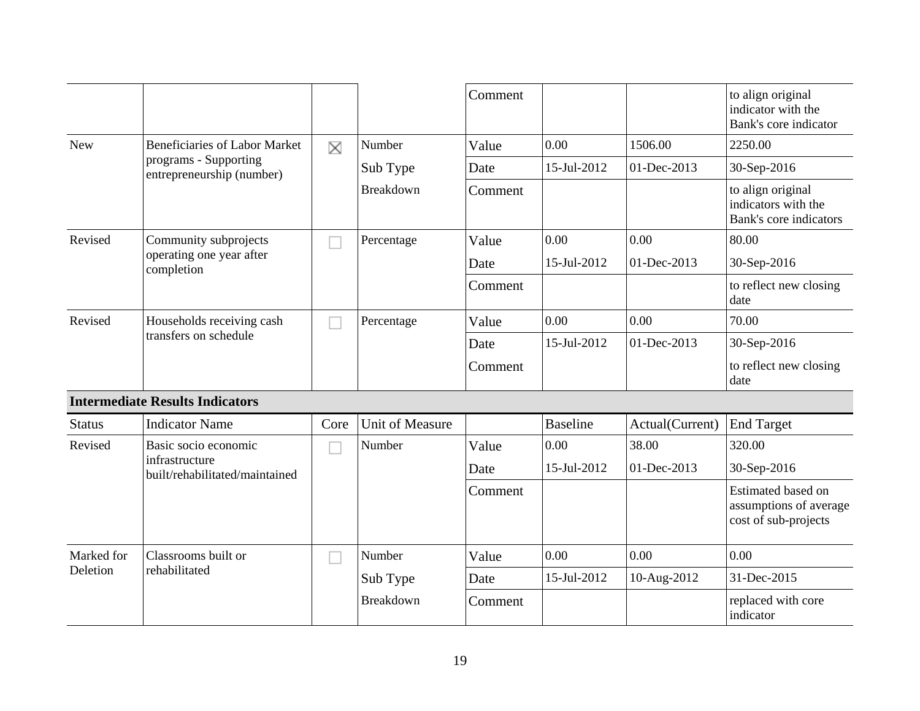| | | | | Comment | | | to align original indicator with the Bank's core indicator |
|---|---|---|---|---|---|---|---|
| New | Beneficiaries of Labor Market programs - Supporting entrepreneurship (number) | ☒ | Number | Value | 0.00 | 1506.00 | 2250.00 |
| | | | Sub Type | Date | 15-Jul-2012 | 01-Dec-2013 | 30-Sep-2016 |
| | | | Breakdown | Comment | | | to align original indicators with the Bank's core indicators |
| Revised | Community subprojects operating one year after completion | ☐ | Percentage | Value | 0.00 | 0.00 | 80.00 |
| | | | | Date | 15-Jul-2012 | 01-Dec-2013 | 30-Sep-2016 |
| | | | | Comment | | | to reflect new closing date |
| Revised | Households receiving cash transfers on schedule | ☐ | Percentage | Value | 0.00 | 0.00 | 70.00 |
| | | | | Date | 15-Jul-2012 | 01-Dec-2013 | 30-Sep-2016 |
| | | | | Comment | | | to reflect new closing date |

**Intermediate Results Indicators**

| Status | Indicator Name | Core | Unit of Measure | | Baseline | Actual(Current) | End Target |
|---|---|---|---|---|---|---|---|
| Revised | Basic socio economic infrastructure built/rehabilitated/maintained | ☐ | Number | Value | 0.00 | 38.00 | 320.00 |
| | | | | Date | 15-Jul-2012 | 01-Dec-2013 | 30-Sep-2016 |
| | | | | Comment | | | Estimated based on assumptions of average cost of sub-projects |
| Marked for Deletion | Classrooms built or rehabilitated | ☐ | Number | Value | 0.00 | 0.00 | 0.00 |
| | | | Sub Type | Date | 15-Jul-2012 | 10-Aug-2012 | 31-Dec-2015 |
| | | | Breakdown | Comment | | | replaced with core indicator |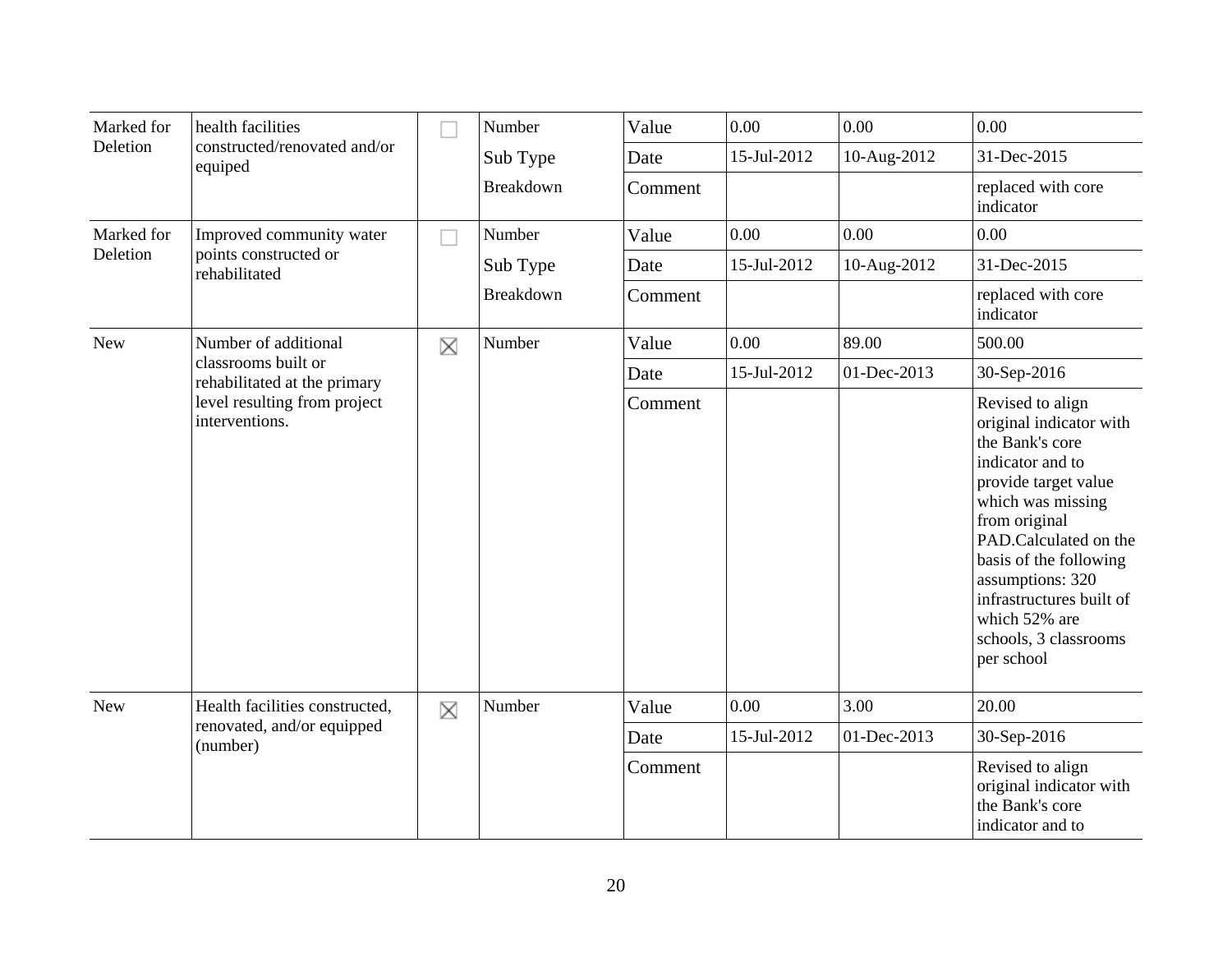| | | | | | | | |
|---|---|---|---|---|---|---|---|
| Marked for Deletion | health facilities constructed/renovated and/or equiped | ☐ | Number | Value | 0.00 | 0.00 | 0.00 |
| | | | Sub Type | Date | 15-Jul-2012 | 10-Aug-2012 | 31-Dec-2015 |
| | | | Breakdown | Comment | | | replaced with core indicator |
| Marked for Deletion | Improved community water points constructed or rehabilitated | ☐ | Number | Value | 0.00 | 0.00 | 0.00 |
| | | | Sub Type | Date | 15-Jul-2012 | 10-Aug-2012 | 31-Dec-2015 |
| | | | Breakdown | Comment | | | replaced with core indicator |
| New | Number of additional classrooms built or rehabilitated at the primary level resulting from project interventions. | ☒ | Number | Value | 0.00 | 89.00 | 500.00 |
| | | | | Date | 15-Jul-2012 | 01-Dec-2013 | 30-Sep-2016 |
| | | | | Comment | | | Revised to align original indicator with the Bank's core indicator and to provide target value which was missing from original PAD.Calculated on the basis of the following assumptions: 320 infrastructures built of which 52% are schools, 3 classrooms per school |
| New | Health facilities constructed, renovated, and/or equipped (number) | ☒ | Number | Value | 0.00 | 3.00 | 20.00 |
| | | | | Date | 15-Jul-2012 | 01-Dec-2013 | 30-Sep-2016 |
| | | | | Comment | | | Revised to align original indicator with the Bank's core indicator and to |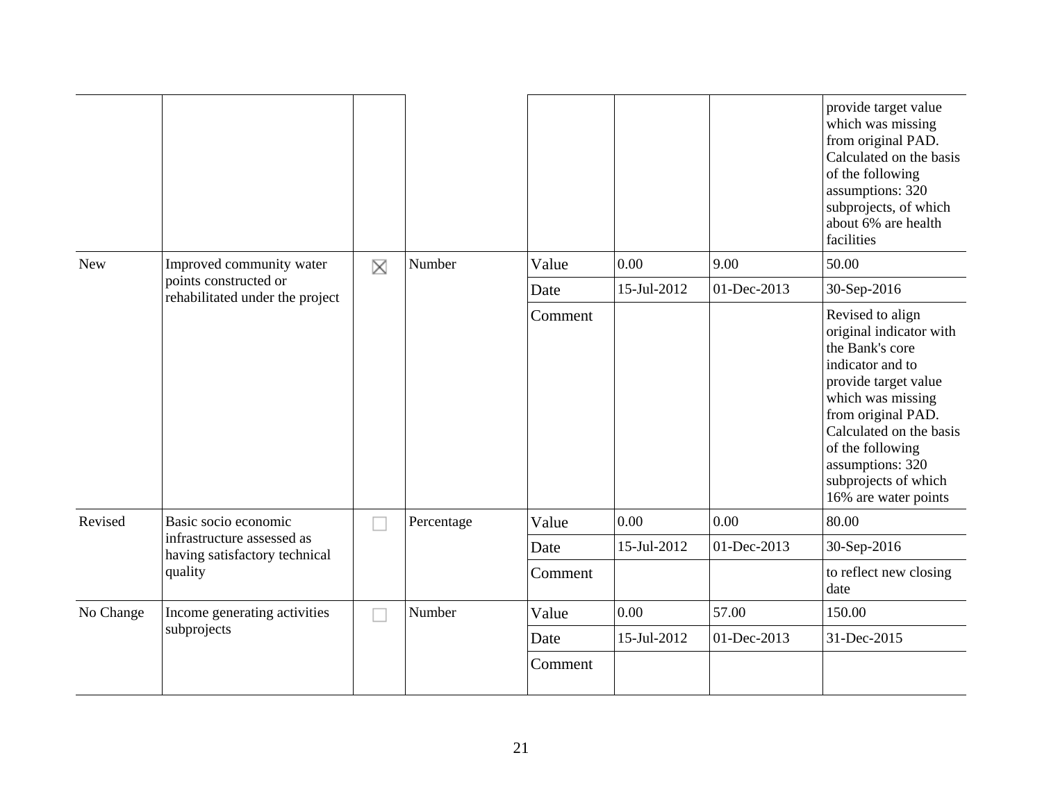| | | | | | | | |
|---|---|---|---|---|---|---|---|
| | | | | | | | provide target value which was missing from original PAD. Calculated on the basis of the following assumptions: 320 subprojects, of which about 6% are health facilities |
| New | Improved community water points constructed or rehabilitated under the project | ☒ | Number | Value | 0.00 | 9.00 | 50.00 |
| | | | | Date | 15-Jul-2012 | 01-Dec-2013 | 30-Sep-2016 |
| | | | | Comment | | | Revised to align original indicator with the Bank's core indicator and to provide target value which was missing from original PAD. Calculated on the basis of the following assumptions: 320 subprojects of which 16% are water points |
| Revised | Basic socio economic infrastructure assessed as having satisfactory technical quality | ☐ | Percentage | Value | 0.00 | 0.00 | 80.00 |
| | | | | Date | 15-Jul-2012 | 01-Dec-2013 | 30-Sep-2016 |
| | | | | Comment | | | to reflect new closing date |
| No Change | Income generating activities subprojects | ☐ | Number | Value | 0.00 | 57.00 | 150.00 |
| | | | | Date | 15-Jul-2012 | 01-Dec-2013 | 31-Dec-2015 |
| | | | | Comment | | | |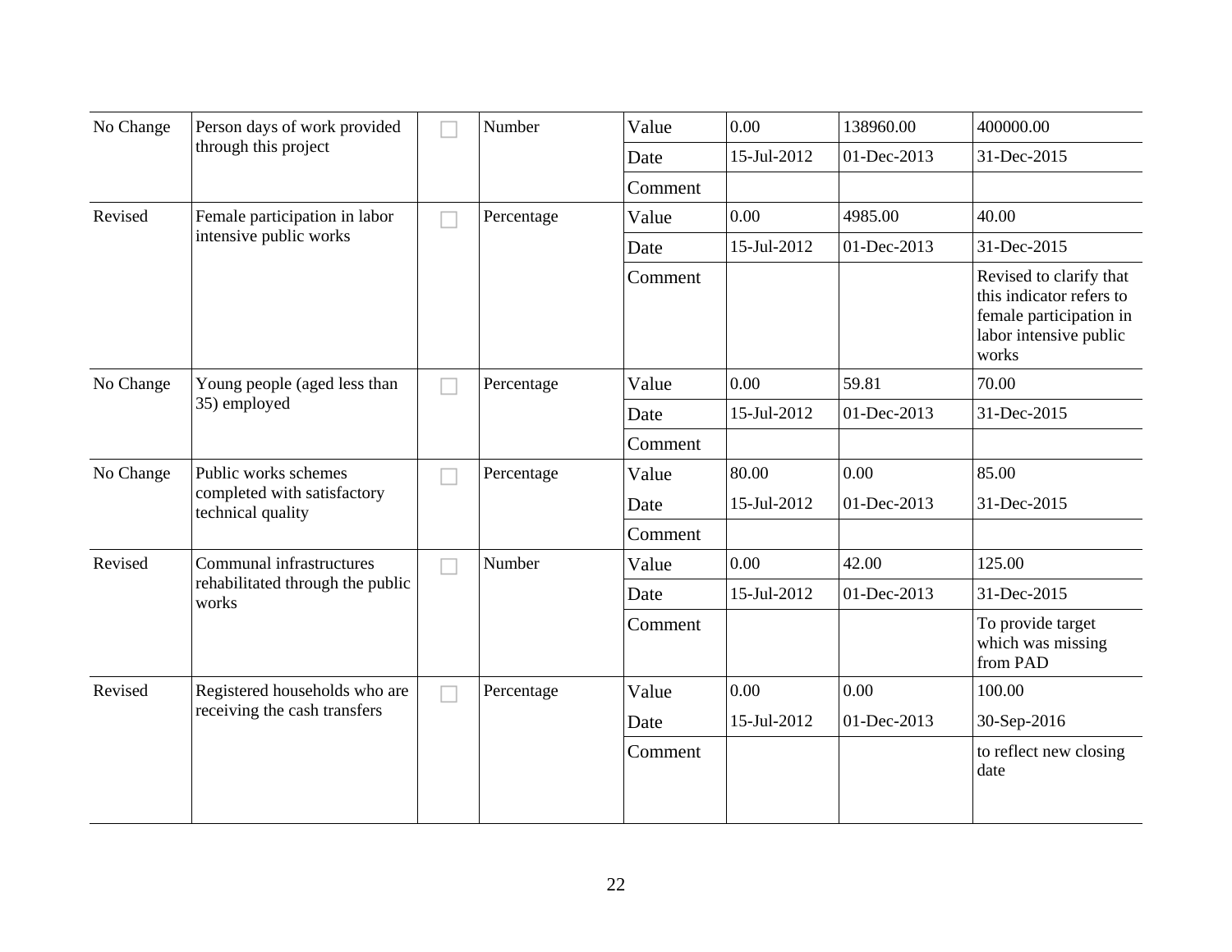| | | | | | | | |
|---|---|---|---|---|---|---|---|
| No Change | Person days of work provided through this project | ☐ | Number | Value | 0.00 | 138960.00 | 400000.00 |
| | | | | Date | 15-Jul-2012 | 01-Dec-2013 | 31-Dec-2015 |
| | | | | Comment | | | |
| Revised | Female participation in labor intensive public works | ☐ | Percentage | Value | 0.00 | 4985.00 | 40.00 |
| | | | | Date | 15-Jul-2012 | 01-Dec-2013 | 31-Dec-2015 |
| | | | | Comment | | | Revised to clarify that this indicator refers to female participation in labor intensive public works |
| No Change | Young people (aged less than 35) employed | ☐ | Percentage | Value | 0.00 | 59.81 | 70.00 |
| | | | | Date | 15-Jul-2012 | 01-Dec-2013 | 31-Dec-2015 |
| | | | | Comment | | | |
| No Change | Public works schemes completed with satisfactory technical quality | ☐ | Percentage | Value | 80.00 | 0.00 | 85.00 |
| | | | | Date | 15-Jul-2012 | 01-Dec-2013 | 31-Dec-2015 |
| | | | | Comment | | | |
| Revised | Communal infrastructures rehabilitated through the public works | ☐ | Number | Value | 0.00 | 42.00 | 125.00 |
| | | | | Date | 15-Jul-2012 | 01-Dec-2013 | 31-Dec-2015 |
| | | | | Comment | | | To provide target which was missing from PAD |
| Revised | Registered households who are receiving the cash transfers | ☐ | Percentage | Value | 0.00 | 0.00 | 100.00 |
| | | | | Date | 15-Jul-2012 | 01-Dec-2013 | 30-Sep-2016 |
| | | | | Comment | | | to reflect new closing date |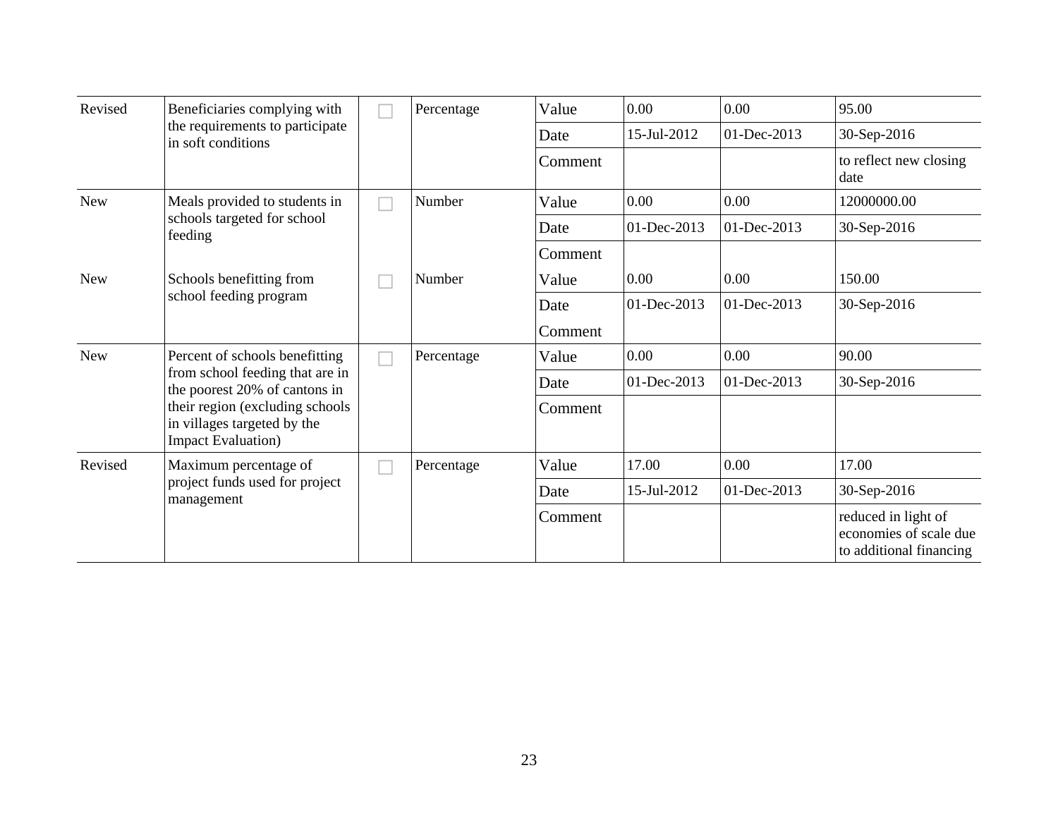| Revised | Beneficiaries complying with the requirements to participate in soft conditions | ☐ | Percentage | Value | 0.00 | 0.00 | 95.00 |
|---|---|---|---|---|---|---|---|
| | | | | Date | 15-Jul-2012 | 01-Dec-2013 | 30-Sep-2016 |
| | | | | Comment | | | to reflect new closing date |
| New | Meals provided to students in schools targeted for school feeding | ☐ | Number | Value | 0.00 | 0.00 | 12000000.00 |
| | | | | Date | 01-Dec-2013 | 01-Dec-2013 | 30-Sep-2016 |
| | | | | Comment | | | |
| New | Schools benefitting from school feeding program | ☐ | Number | Value | 0.00 | 0.00 | 150.00 |
| | | | | Date | 01-Dec-2013 | 01-Dec-2013 | 30-Sep-2016 |
| | | | | Comment | | | |
| New | Percent of schools benefitting from school feeding that are in the poorest 20% of cantons in their region (excluding schools in villages targeted by the Impact Evaluation) | ☐ | Percentage | Value | 0.00 | 0.00 | 90.00 |
| | | | | Date | 01-Dec-2013 | 01-Dec-2013 | 30-Sep-2016 |
| | | | | Comment | | | |
| Revised | Maximum percentage of project funds used for project management | ☐ | Percentage | Value | 17.00 | 0.00 | 17.00 |
| | | | | Date | 15-Jul-2012 | 01-Dec-2013 | 30-Sep-2016 |
| | | | | Comment | | | reduced in light of economies of scale due to additional financing |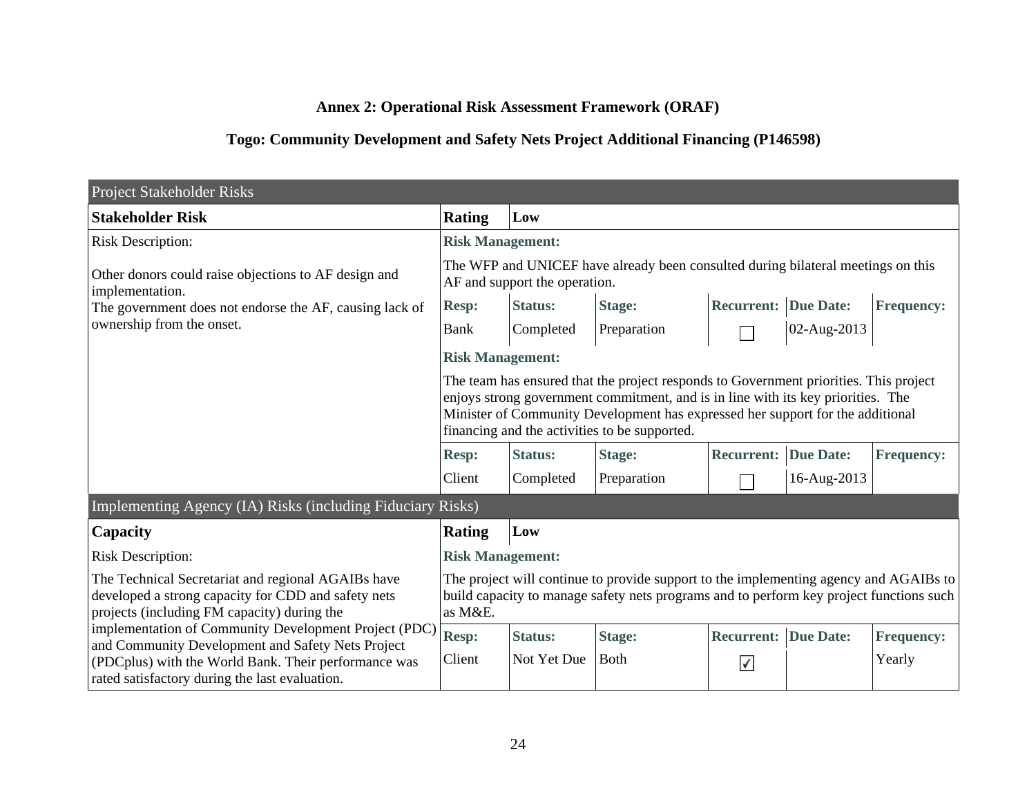**Annex 2: Operational Risk Assessment Framework (ORAF)**

**Togo: Community Development and Safety Nets Project Additional Financing (P146598)**

| Project Stakeholder Risks | | | | | | |
|---|---|---|---|---|---|---|
| **Stakeholder Risk** | **Rating** | **Low** | | | | |
| Risk Description: | **Risk Management:** | | | | | |
| Other donors could raise objections to AF design and implementation.<br>The government does not endorse the AF, causing lack of ownership from the onset. | The WFP and UNICEF have already been consulted during bilateral meetings on this AF and support the operation. | | | | | |
| | **Resp:** | **Status:** | **Stage:** | **Recurrent:** | **Due Date:** | **Frequency:** |
| | Bank | Completed | Preparation | ☐ | 02-Aug-2013 | |
| | **Risk Management:** | | | | | |
| | The team has ensured that the project responds to Government priorities. This project enjoys strong government commitment, and is in line with its key priorities. The Minister of Community Development has expressed her support for the additional financing and the activities to be supported. | | | | | |
| | **Resp:** | **Status:** | **Stage:** | **Recurrent:** | **Due Date:** | **Frequency:** |
| | Client | Completed | Preparation | ☐ | 16-Aug-2013 | |

| Implementing Agency (IA) Risks (including Fiduciary Risks) | | | | | | |
|---|---|---|---|---|---|---|
| **Capacity** | **Rating** | **Low** | | | | |
| Risk Description: | **Risk Management:** | | | | | |
| The Technical Secretariat and regional AGAIBs have developed a strong capacity for CDD and safety nets projects (including FM capacity) during the implementation of Community Development Project (PDC) and Community Development and Safety Nets Project (PDCplus) with the World Bank. Their performance was rated satisfactory during the last evaluation. | The project will continue to provide support to the implementing agency and AGAIBs to build capacity to manage safety nets programs and to perform key project functions such as M&E. | | | | | |
| | **Resp:** | **Status:** | **Stage:** | **Recurrent:** | **Due Date:** | **Frequency:** |
| | Client | Not Yet Due | Both | ☑ | | Yearly |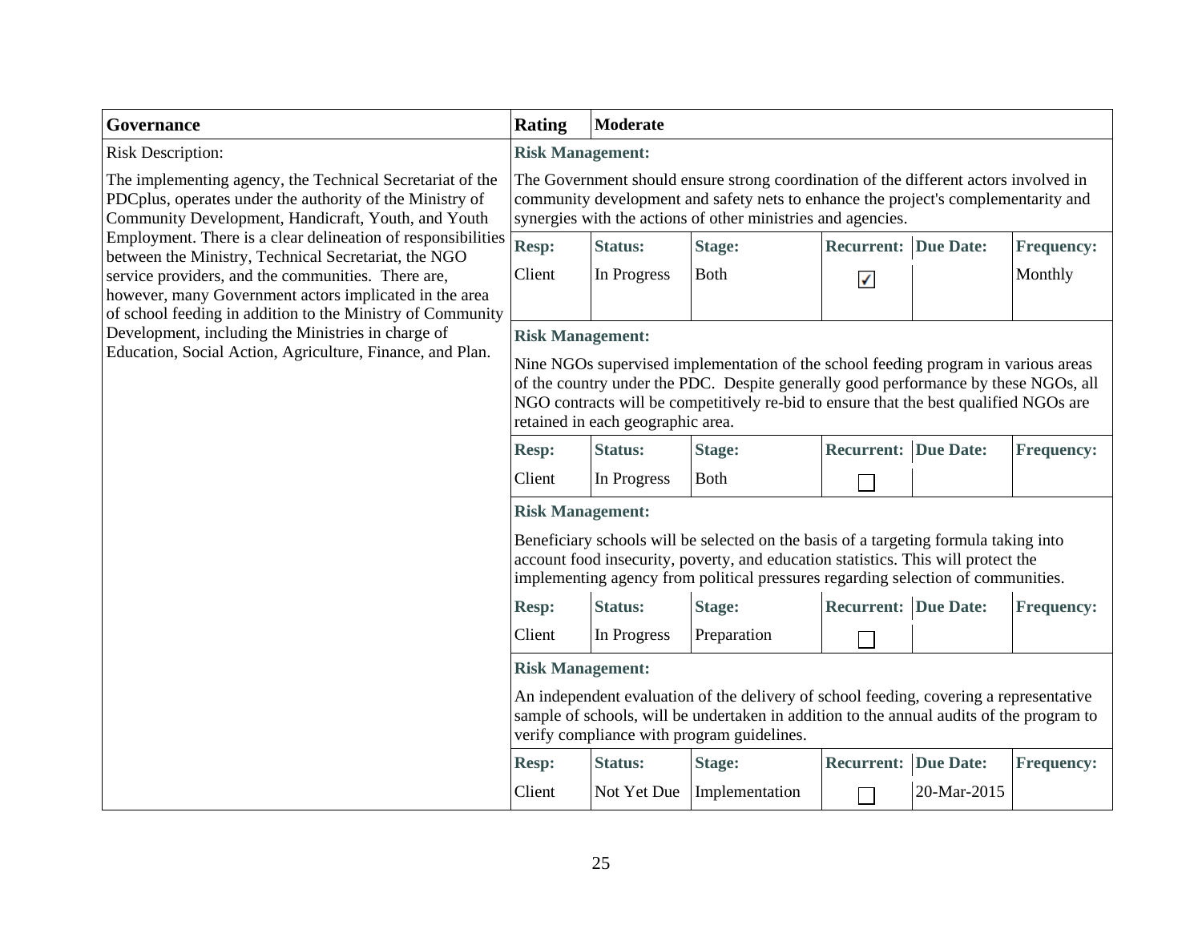| Governance | Rating | Moderate | | | | |
|---|---|---|---|---|---|---|
| Risk Description:<br><br>The implementing agency, the Technical Secretariat of the PDCplus, operates under the authority of the Ministry of Community Development, Handicraft, Youth, and Youth Employment. There is a clear delineation of responsibilities between the Ministry, Technical Secretariat, the NGO service providers, and the communities. There are, however, many Government actors implicated in the area of school feeding in addition to the Ministry of Community Development, including the Ministries in charge of Education, Social Action, Agriculture, Finance, and Plan. | **Risk Management:**<br><br>The Government should ensure strong coordination of the different actors involved in community development and safety nets to enhance the project's complementarity and synergies with the actions of other ministries and agencies. | | | | | |
| | **Resp:** | **Status:** | **Stage:** | **Recurrent:** | **Due Date:** | **Frequency:** |
| | Client | In Progress | Both | ☑ | | Monthly |
| | **Risk Management:**<br><br>Nine NGOs supervised implementation of the school feeding program in various areas of the country under the PDC. Despite generally good performance by these NGOs, all NGO contracts will be competitively re-bid to ensure that the best qualified NGOs are retained in each geographic area. | | | | | |
| | **Resp:** | **Status:** | **Stage:** | **Recurrent:** | **Due Date:** | **Frequency:** |
| | Client | In Progress | Both | ☐ | | |
| | **Risk Management:**<br><br>Beneficiary schools will be selected on the basis of a targeting formula taking into account food insecurity, poverty, and education statistics. This will protect the implementing agency from political pressures regarding selection of communities. | | | | | |
| | **Resp:** | **Status:** | **Stage:** | **Recurrent:** | **Due Date:** | **Frequency:** |
| | Client | In Progress | Preparation | ☐ | | |
| | **Risk Management:**<br><br>An independent evaluation of the delivery of school feeding, covering a representative sample of schools, will be undertaken in addition to the annual audits of the program to verify compliance with program guidelines. | | | | | |
| | **Resp:** | **Status:** | **Stage:** | **Recurrent:** | **Due Date:** | **Frequency:** |
| | Client | Not Yet Due | Implementation | ☐ | 20-Mar-2015 | |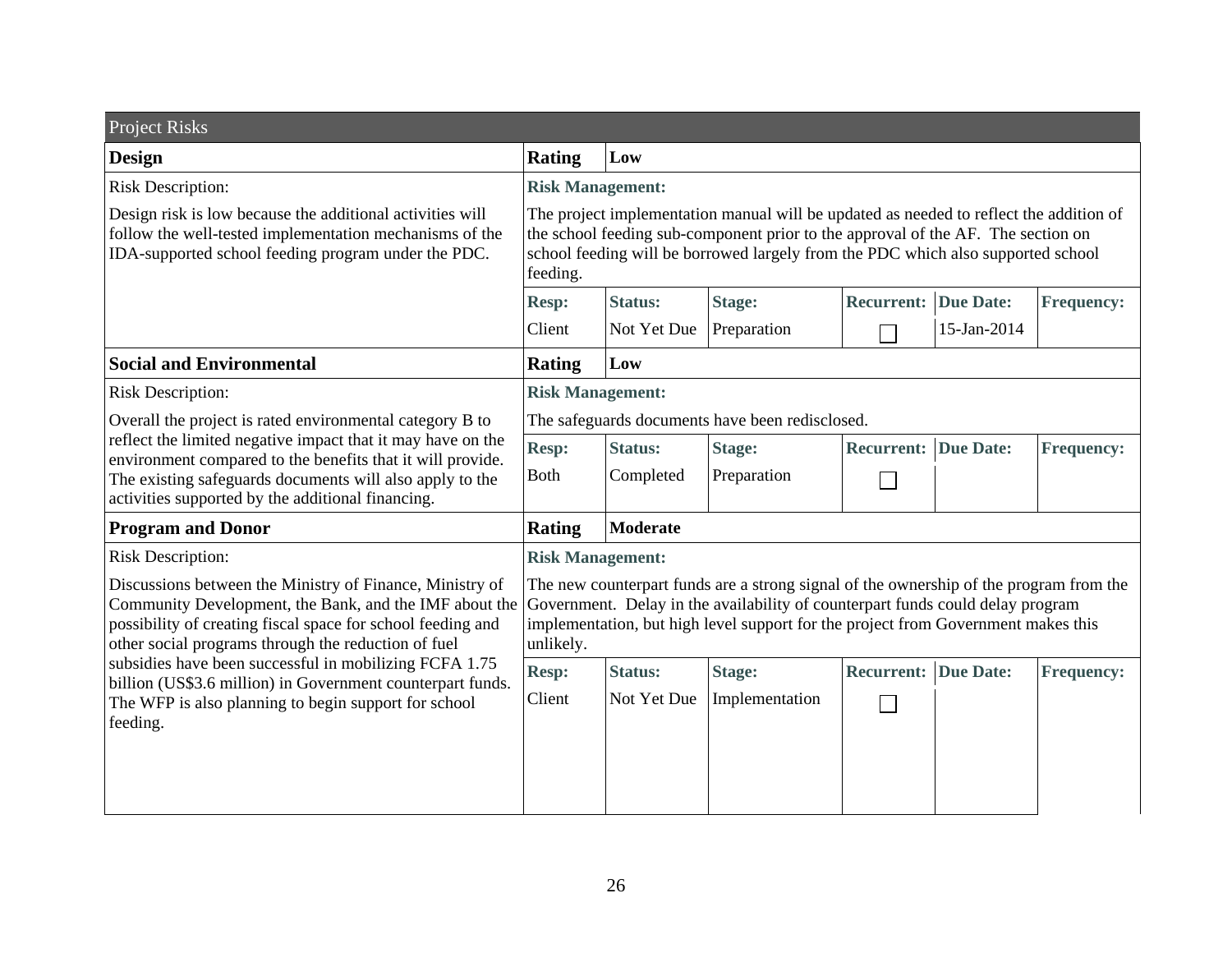## Project Risks

| Design | Rating | Low | | | | |
|---|---|---|---|---|---|---|
| Risk Description: | **Risk Management:** | | | | | |
| Design risk is low because the additional activities will follow the well-tested implementation mechanisms of the IDA-supported school feeding program under the PDC. | The project implementation manual will be updated as needed to reflect the addition of the school feeding sub-component prior to the approval of the AF. The section on school feeding will be borrowed largely from the PDC which also supported school feeding. | | | | | |
| | **Resp:** | **Status:** | **Stage:** | **Recurrent:** | **Due Date:** | **Frequency:** |
| | Client | Not Yet Due | Preparation | ☐ | 15-Jan-2014 | |

| Social and Environmental | Rating | Low | | | | |
|---|---|---|---|---|---|---|
| Risk Description: | **Risk Management:** | | | | | |
| Overall the project is rated environmental category B to reflect the limited negative impact that it may have on the environment compared to the benefits that it will provide. The existing safeguards documents will also apply to the activities supported by the additional financing. | The safeguards documents have been redisclosed. | | | | | |
| | **Resp:** | **Status:** | **Stage:** | **Recurrent:** | **Due Date:** | **Frequency:** |
| | Both | Completed | Preparation | ☐ | | |

| Program and Donor | Rating | Moderate | | | | |
|---|---|---|---|---|---|---|
| Risk Description: | **Risk Management:** | | | | | |
| Discussions between the Ministry of Finance, Ministry of Community Development, the Bank, and the IMF about the possibility of creating fiscal space for school feeding and other social programs through the reduction of fuel subsidies have been successful in mobilizing FCFA 1.75 billion (US$3.6 million) in Government counterpart funds. The WFP is also planning to begin support for school feeding. | The new counterpart funds are a strong signal of the ownership of the program from the Government. Delay in the availability of counterpart funds could delay program implementation, but high level support for the project from Government makes this unlikely. | | | | | |
| | **Resp:** | **Status:** | **Stage:** | **Recurrent:** | **Due Date:** | **Frequency:** |
| | Client | Not Yet Due | Implementation | ☐ | | |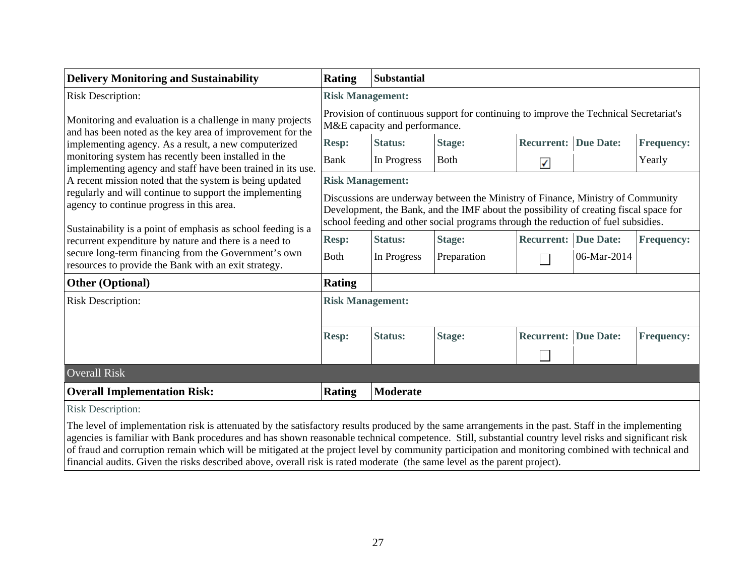| Delivery Monitoring and Sustainability | Rating | Substantial | | | | |
|---|---|---|---|---|---|---|
| Risk Description:<br><br>Monitoring and evaluation is a challenge in many projects and has been noted as the key area of improvement for the implementing agency. As a result, a new computerized monitoring system has recently been installed in the implementing agency and staff have been trained in its use. A recent mission noted that the system is being updated regularly and will continue to support the implementing agency to continue progress in this area.<br><br>Sustainability is a point of emphasis as school feeding is a recurrent expenditure by nature and there is a need to secure long-term financing from the Government's own resources to provide the Bank with an exit strategy. | **Risk Management:**<br><br>Provision of continuous support for continuing to improve the Technical Secretariat's M&E capacity and performance. | | | | | |
| | **Resp:** | **Status:** | **Stage:** | **Recurrent:** | **Due Date:** | **Frequency:** |
| | Bank | In Progress | Both | ☑ | | Yearly |
| | **Risk Management:**<br><br>Discussions are underway between the Ministry of Finance, Ministry of Community Development, the Bank, and the IMF about the possibility of creating fiscal space for school feeding and other social programs through the reduction of fuel subsidies. | | | | | |
| | **Resp:** | **Status:** | **Stage:** | **Recurrent:** | **Due Date:** | **Frequency:** |
| | Both | In Progress | Preparation | ☐ | 06-Mar-2014 | |
| **Other (Optional)** | **Rating** | | | | | |
| Risk Description: | **Risk Management:** | | | | | |
| | **Resp:** | **Status:** | **Stage:** | **Recurrent:** | **Due Date:** | **Frequency:** |
| | | | | ☐ | | |

**Overall Risk**

| Overall Implementation Risk: | Rating | Moderate |
|---|---|---|

Risk Description:

The level of implementation risk is attenuated by the satisfactory results produced by the same arrangements in the past. Staff in the implementing agencies is familiar with Bank procedures and has shown reasonable technical competence. Still, substantial country level risks and significant risk of fraud and corruption remain which will be mitigated at the project level by community participation and monitoring combined with technical and financial audits. Given the risks described above, overall risk is rated moderate (the same level as the parent project).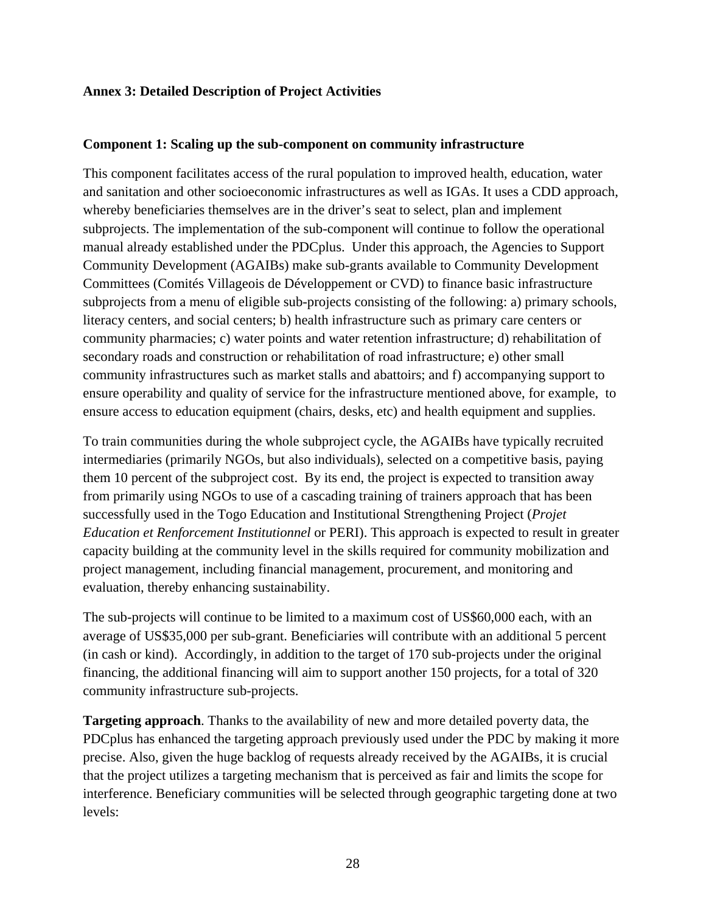**Annex 3: Detailed Description of Project Activities**

**Component 1: Scaling up the sub-component on community infrastructure**

This component facilitates access of the rural population to improved health, education, water and sanitation and other socioeconomic infrastructures as well as IGAs. It uses a CDD approach, whereby beneficiaries themselves are in the driver's seat to select, plan and implement subprojects. The implementation of the sub-component will continue to follow the operational manual already established under the PDCplus. Under this approach, the Agencies to Support Community Development (AGAIBs) make sub-grants available to Community Development Committees (Comités Villageois de Développement or CVD) to finance basic infrastructure subprojects from a menu of eligible sub-projects consisting of the following: a) primary schools, literacy centers, and social centers; b) health infrastructure such as primary care centers or community pharmacies; c) water points and water retention infrastructure; d) rehabilitation of secondary roads and construction or rehabilitation of road infrastructure; e) other small community infrastructures such as market stalls and abattoirs; and f) accompanying support to ensure operability and quality of service for the infrastructure mentioned above, for example, to ensure access to education equipment (chairs, desks, etc) and health equipment and supplies.

To train communities during the whole subproject cycle, the AGAIBs have typically recruited intermediaries (primarily NGOs, but also individuals), selected on a competitive basis, paying them 10 percent of the subproject cost. By its end, the project is expected to transition away from primarily using NGOs to use of a cascading training of trainers approach that has been successfully used in the Togo Education and Institutional Strengthening Project (*Projet Education et Renforcement Institutionnel* or PERI). This approach is expected to result in greater capacity building at the community level in the skills required for community mobilization and project management, including financial management, procurement, and monitoring and evaluation, thereby enhancing sustainability.

The sub-projects will continue to be limited to a maximum cost of US$60,000 each, with an average of US$35,000 per sub-grant. Beneficiaries will contribute with an additional 5 percent (in cash or kind). Accordingly, in addition to the target of 170 sub-projects under the original financing, the additional financing will aim to support another 150 projects, for a total of 320 community infrastructure sub-projects.

**Targeting approach**. Thanks to the availability of new and more detailed poverty data, the PDCplus has enhanced the targeting approach previously used under the PDC by making it more precise. Also, given the huge backlog of requests already received by the AGAIBs, it is crucial that the project utilizes a targeting mechanism that is perceived as fair and limits the scope for interference. Beneficiary communities will be selected through geographic targeting done at two levels: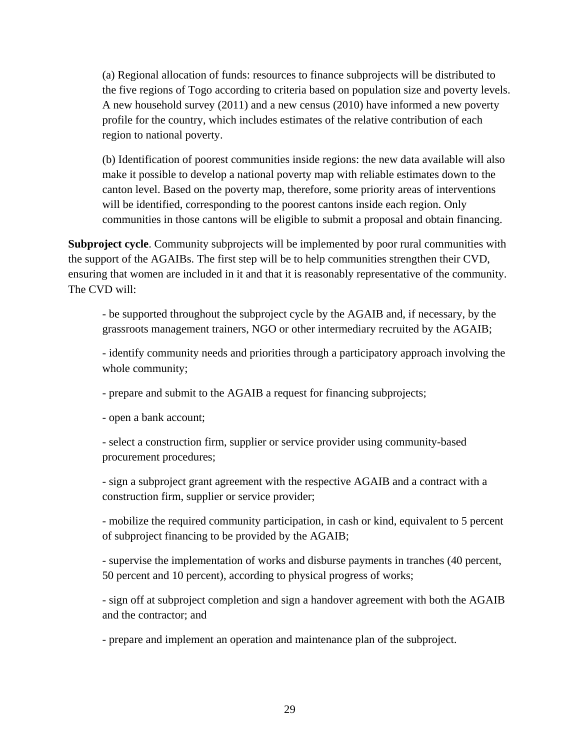(a) Regional allocation of funds: resources to finance subprojects will be distributed to the five regions of Togo according to criteria based on population size and poverty levels. A new household survey (2011) and a new census (2010) have informed a new poverty profile for the country, which includes estimates of the relative contribution of each region to national poverty.

(b) Identification of poorest communities inside regions: the new data available will also make it possible to develop a national poverty map with reliable estimates down to the canton level. Based on the poverty map, therefore, some priority areas of interventions will be identified, corresponding to the poorest cantons inside each region. Only communities in those cantons will be eligible to submit a proposal and obtain financing.

**Subproject cycle**. Community subprojects will be implemented by poor rural communities with the support of the AGAIBs. The first step will be to help communities strengthen their CVD, ensuring that women are included in it and that it is reasonably representative of the community. The CVD will:

- be supported throughout the subproject cycle by the AGAIB and, if necessary, by the grassroots management trainers, NGO or other intermediary recruited by the AGAIB;
- identify community needs and priorities through a participatory approach involving the whole community;
- prepare and submit to the AGAIB a request for financing subprojects;
- open a bank account;
- select a construction firm, supplier or service provider using community-based procurement procedures;
- sign a subproject grant agreement with the respective AGAIB and a contract with a construction firm, supplier or service provider;
- mobilize the required community participation, in cash or kind, equivalent to 5 percent of subproject financing to be provided by the AGAIB;
- supervise the implementation of works and disburse payments in tranches (40 percent, 50 percent and 10 percent), according to physical progress of works;
- sign off at subproject completion and sign a handover agreement with both the AGAIB and the contractor; and
- prepare and implement an operation and maintenance plan of the subproject.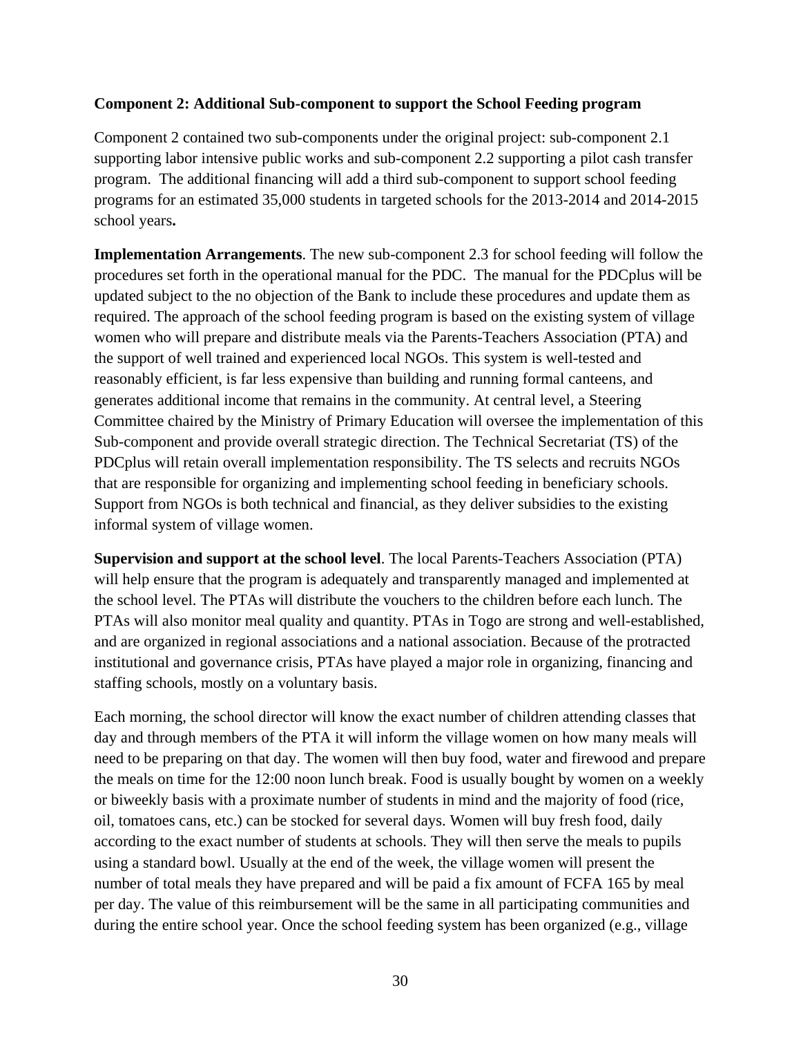**Component 2: Additional Sub-component to support the School Feeding program**

Component 2 contained two sub-components under the original project: sub-component 2.1 supporting labor intensive public works and sub-component 2.2 supporting a pilot cash transfer program. The additional financing will add a third sub-component to support school feeding programs for an estimated 35,000 students in targeted schools for the 2013-2014 and 2014-2015 school years**.**

**Implementation Arrangements**. The new sub-component 2.3 for school feeding will follow the procedures set forth in the operational manual for the PDC. The manual for the PDCplus will be updated subject to the no objection of the Bank to include these procedures and update them as required. The approach of the school feeding program is based on the existing system of village women who will prepare and distribute meals via the Parents-Teachers Association (PTA) and the support of well trained and experienced local NGOs. This system is well-tested and reasonably efficient, is far less expensive than building and running formal canteens, and generates additional income that remains in the community. At central level, a Steering Committee chaired by the Ministry of Primary Education will oversee the implementation of this Sub-component and provide overall strategic direction. The Technical Secretariat (TS) of the PDCplus will retain overall implementation responsibility. The TS selects and recruits NGOs that are responsible for organizing and implementing school feeding in beneficiary schools. Support from NGOs is both technical and financial, as they deliver subsidies to the existing informal system of village women.

**Supervision and support at the school level**. The local Parents-Teachers Association (PTA) will help ensure that the program is adequately and transparently managed and implemented at the school level. The PTAs will distribute the vouchers to the children before each lunch. The PTAs will also monitor meal quality and quantity. PTAs in Togo are strong and well-established, and are organized in regional associations and a national association. Because of the protracted institutional and governance crisis, PTAs have played a major role in organizing, financing and staffing schools, mostly on a voluntary basis.

Each morning, the school director will know the exact number of children attending classes that day and through members of the PTA it will inform the village women on how many meals will need to be preparing on that day. The women will then buy food, water and firewood and prepare the meals on time for the 12:00 noon lunch break. Food is usually bought by women on a weekly or biweekly basis with a proximate number of students in mind and the majority of food (rice, oil, tomatoes cans, etc.) can be stocked for several days. Women will buy fresh food, daily according to the exact number of students at schools. They will then serve the meals to pupils using a standard bowl. Usually at the end of the week, the village women will present the number of total meals they have prepared and will be paid a fix amount of FCFA 165 by meal per day. The value of this reimbursement will be the same in all participating communities and during the entire school year. Once the school feeding system has been organized (e.g., village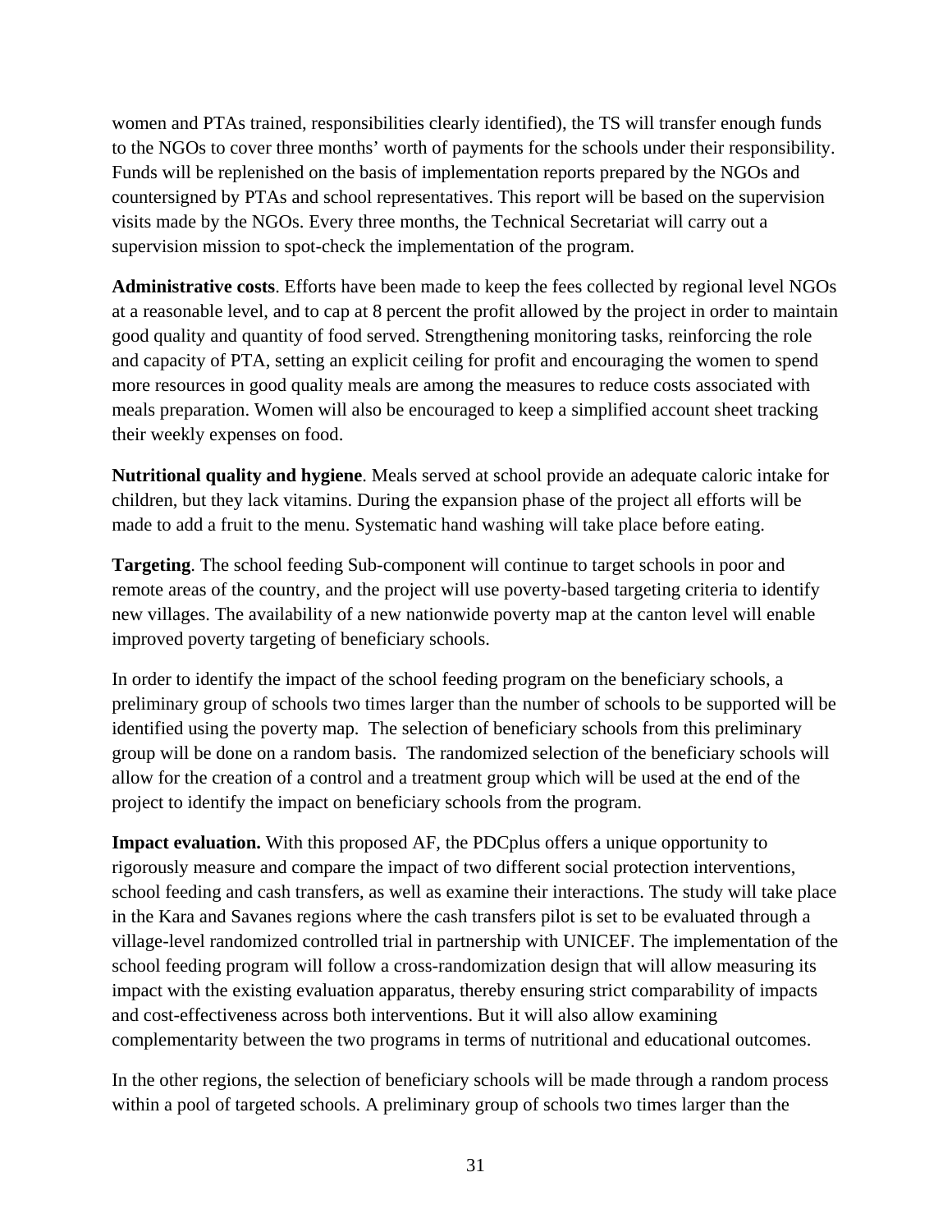women and PTAs trained, responsibilities clearly identified), the TS will transfer enough funds to the NGOs to cover three months' worth of payments for the schools under their responsibility. Funds will be replenished on the basis of implementation reports prepared by the NGOs and countersigned by PTAs and school representatives. This report will be based on the supervision visits made by the NGOs. Every three months, the Technical Secretariat will carry out a supervision mission to spot-check the implementation of the program.

**Administrative costs**. Efforts have been made to keep the fees collected by regional level NGOs at a reasonable level, and to cap at 8 percent the profit allowed by the project in order to maintain good quality and quantity of food served. Strengthening monitoring tasks, reinforcing the role and capacity of PTA, setting an explicit ceiling for profit and encouraging the women to spend more resources in good quality meals are among the measures to reduce costs associated with meals preparation. Women will also be encouraged to keep a simplified account sheet tracking their weekly expenses on food.

**Nutritional quality and hygiene**. Meals served at school provide an adequate caloric intake for children, but they lack vitamins. During the expansion phase of the project all efforts will be made to add a fruit to the menu. Systematic hand washing will take place before eating.

**Targeting**. The school feeding Sub-component will continue to target schools in poor and remote areas of the country, and the project will use poverty-based targeting criteria to identify new villages. The availability of a new nationwide poverty map at the canton level will enable improved poverty targeting of beneficiary schools.

In order to identify the impact of the school feeding program on the beneficiary schools, a preliminary group of schools two times larger than the number of schools to be supported will be identified using the poverty map. The selection of beneficiary schools from this preliminary group will be done on a random basis. The randomized selection of the beneficiary schools will allow for the creation of a control and a treatment group which will be used at the end of the project to identify the impact on beneficiary schools from the program.

**Impact evaluation.** With this proposed AF, the PDCplus offers a unique opportunity to rigorously measure and compare the impact of two different social protection interventions, school feeding and cash transfers, as well as examine their interactions. The study will take place in the Kara and Savanes regions where the cash transfers pilot is set to be evaluated through a village-level randomized controlled trial in partnership with UNICEF. The implementation of the school feeding program will follow a cross-randomization design that will allow measuring its impact with the existing evaluation apparatus, thereby ensuring strict comparability of impacts and cost-effectiveness across both interventions. But it will also allow examining complementarity between the two programs in terms of nutritional and educational outcomes.

In the other regions, the selection of beneficiary schools will be made through a random process within a pool of targeted schools. A preliminary group of schools two times larger than the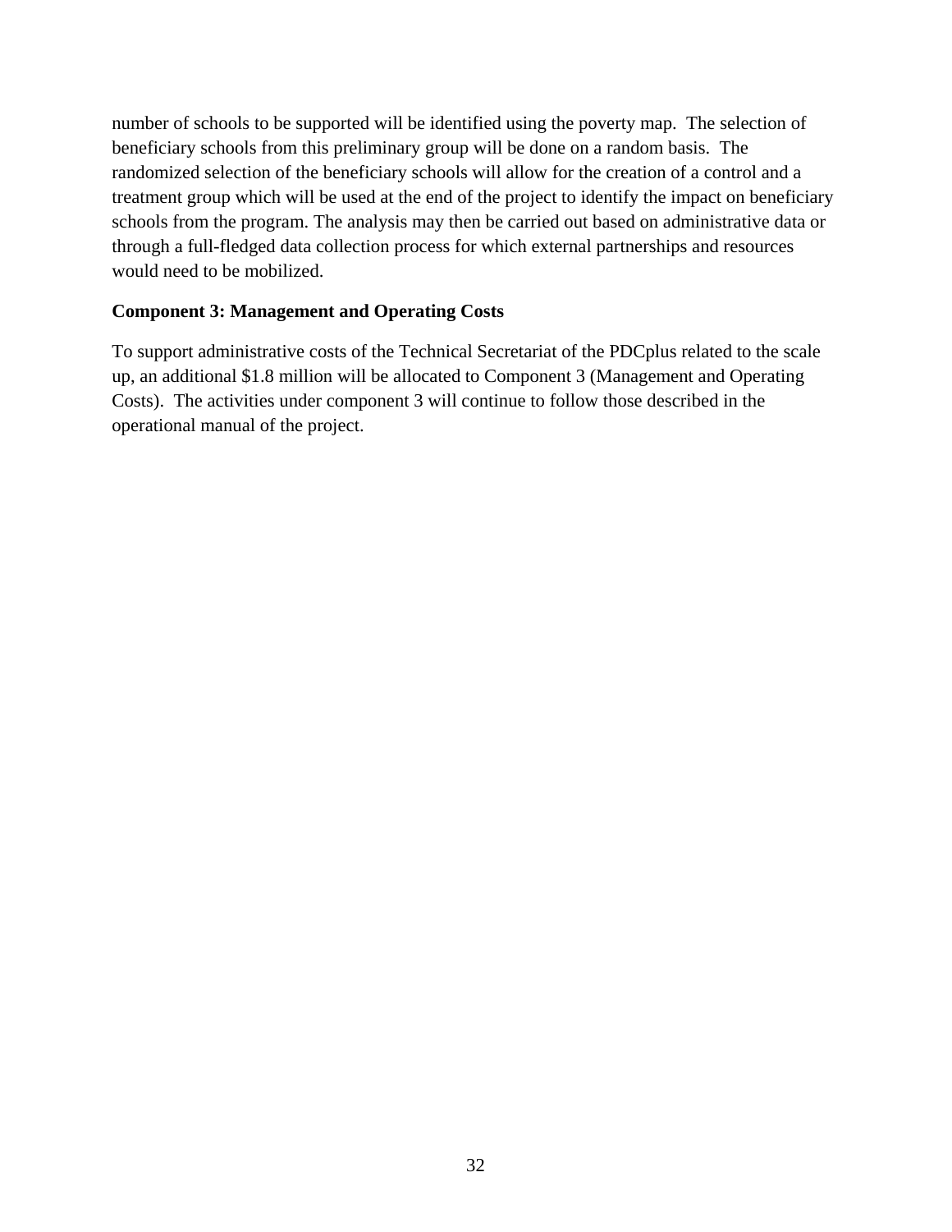number of schools to be supported will be identified using the poverty map.  The selection of beneficiary schools from this preliminary group will be done on a random basis.  The randomized selection of the beneficiary schools will allow for the creation of a control and a treatment group which will be used at the end of the project to identify the impact on beneficiary schools from the program. The analysis may then be carried out based on administrative data or through a full-fledged data collection process for which external partnerships and resources would need to be mobilized.

**Component 3: Management and Operating Costs**

To support administrative costs of the Technical Secretariat of the PDCplus related to the scale up, an additional $1.8 million will be allocated to Component 3 (Management and Operating Costs).  The activities under component 3 will continue to follow those described in the operational manual of the project.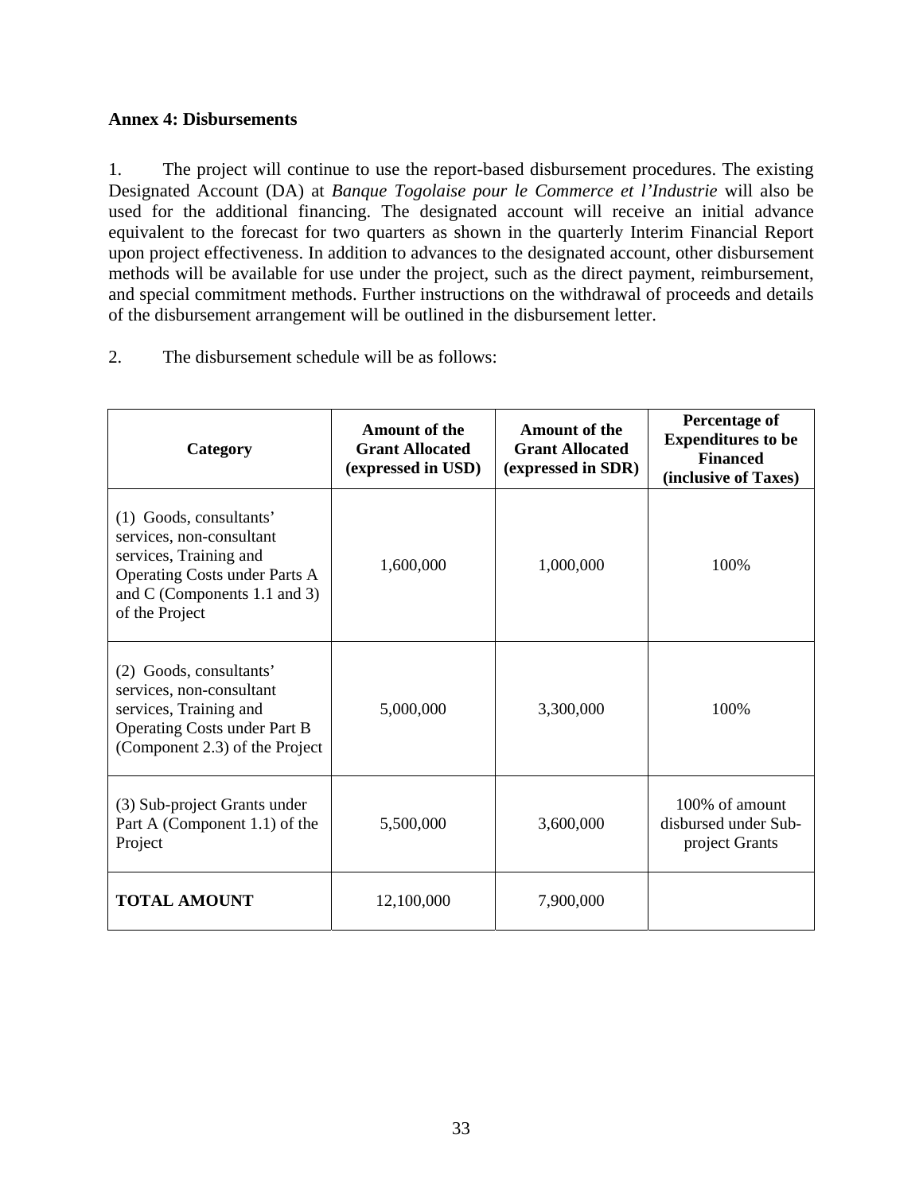**Annex 4: Disbursements**

1. The project will continue to use the report-based disbursement procedures. The existing Designated Account (DA) at *Banque Togolaise pour le Commerce et l'Industrie* will also be used for the additional financing. The designated account will receive an initial advance equivalent to the forecast for two quarters as shown in the quarterly Interim Financial Report upon project effectiveness. In addition to advances to the designated account, other disbursement methods will be available for use under the project, such as the direct payment, reimbursement, and special commitment methods. Further instructions on the withdrawal of proceeds and details of the disbursement arrangement will be outlined in the disbursement letter.

2. The disbursement schedule will be as follows:

| Category | Amount of the Grant Allocated (expressed in USD) | Amount of the Grant Allocated (expressed in SDR) | Percentage of Expenditures to be Financed (inclusive of Taxes) |
|---|---|---|---|
| (1) Goods, consultants' services, non-consultant services, Training and Operating Costs under Parts A and C (Components 1.1 and 3) of the Project | 1,600,000 | 1,000,000 | 100% |
| (2) Goods, consultants' services, non-consultant services, Training and Operating Costs under Part B (Component 2.3) of the Project | 5,000,000 | 3,300,000 | 100% |
| (3) Sub-project Grants under Part A (Component 1.1) of the Project | 5,500,000 | 3,600,000 | 100% of amount disbursed under Sub-project Grants |
| **TOTAL AMOUNT** | 12,100,000 | 7,900,000 | |